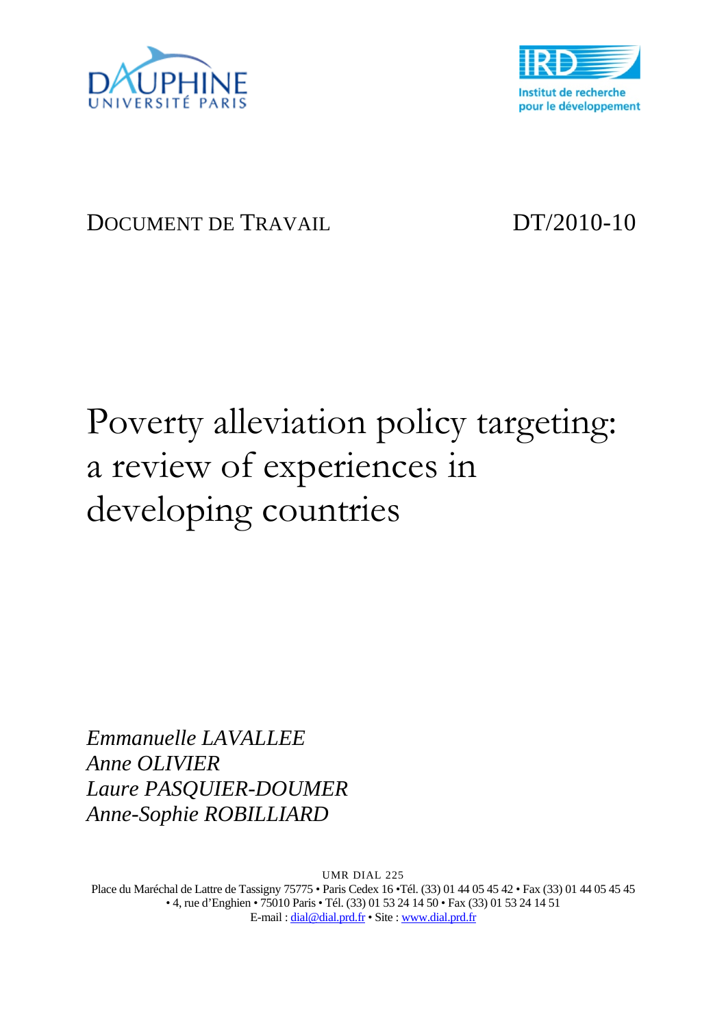DOCUMENT DE TRAVAIL DT/2010-10

# Poverty alleviation policy targeting: a review of experiences in developing countries

*Emmanuelle LAVALLEE*
*Anne OLIVIER*
*Laure PASQUIER-DOUMER*
*Anne-Sophie ROBILLIARD*

UMR DIAL 225
Place du Maréchal de Lattre de Tassigny 75775 • Paris Cedex 16 •Tél. (33) 01 44 05 45 42 • Fax (33) 01 44 05 45 45
• 4, rue d'Enghien • 75010 Paris • Tél. (33) 01 53 24 14 50 • Fax (33) 01 53 24 14 51
E-mail : dial@dial.prd.fr • Site : www.dial.prd.fr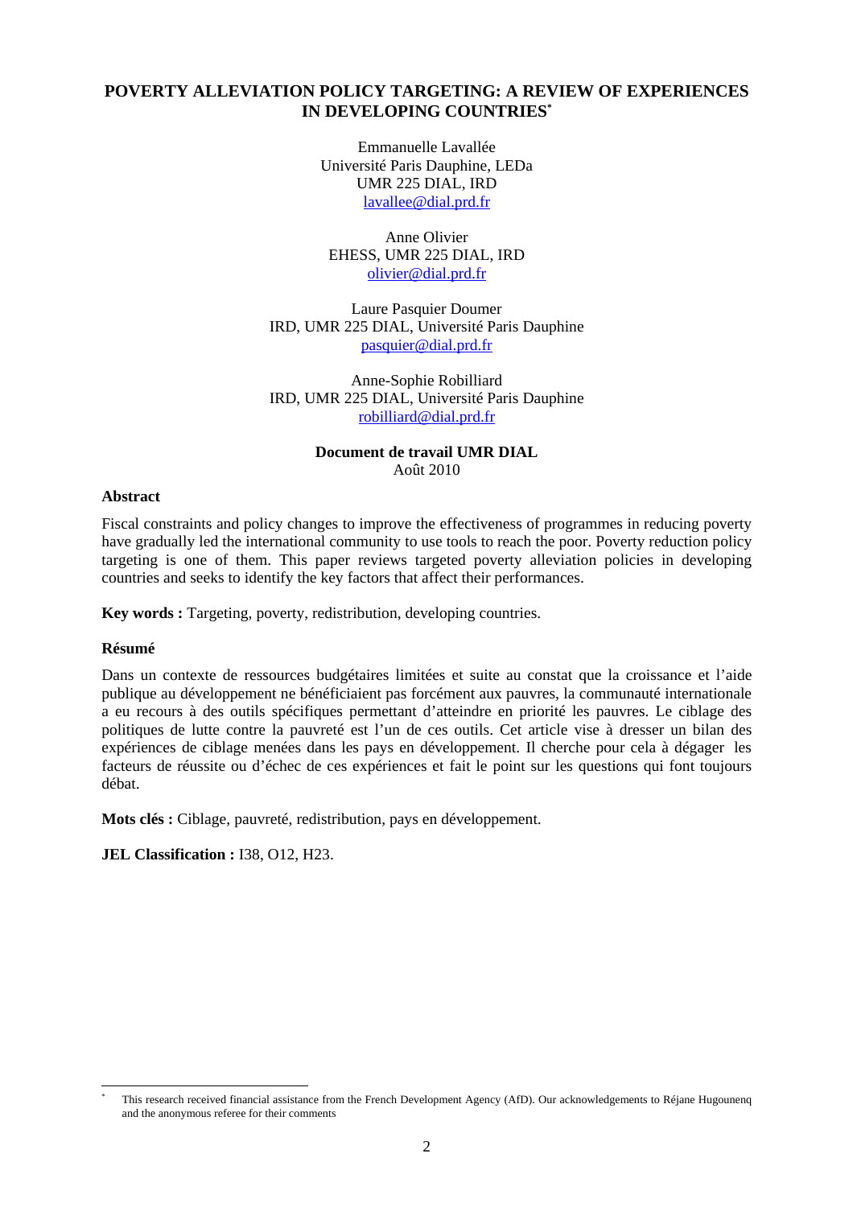# POVERTY ALLEVIATION POLICY TARGETING: A REVIEW OF EXPERIENCES IN DEVELOPING COUNTRIES[*]

Emmanuelle Lavallée
Université Paris Dauphine, LEDa
UMR 225 DIAL, IRD
lavallee@dial.prd.fr

Anne Olivier
EHESS, UMR 225 DIAL, IRD
olivier@dial.prd.fr

Laure Pasquier Doumer
IRD, UMR 225 DIAL, Université Paris Dauphine
pasquier@dial.prd.fr

Anne-Sophie Robilliard
IRD, UMR 225 DIAL, Université Paris Dauphine
robilliard@dial.prd.fr

**Document de travail UMR DIAL**
Août 2010

**Abstract**

Fiscal constraints and policy changes to improve the effectiveness of programmes in reducing poverty have gradually led the international community to use tools to reach the poor. Poverty reduction policy targeting is one of them. This paper reviews targeted poverty alleviation policies in developing countries and seeks to identify the key factors that affect their performances.

**Key words :** Targeting, poverty, redistribution, developing countries.

**Résumé**

Dans un contexte de ressources budgétaires limitées et suite au constat que la croissance et l'aide publique au développement ne bénéficiaient pas forcément aux pauvres, la communauté internationale a eu recours à des outils spécifiques permettant d'atteindre en priorité les pauvres. Le ciblage des politiques de lutte contre la pauvreté est l'un de ces outils. Cet article vise à dresser un bilan des expériences de ciblage menées dans les pays en développement. Il cherche pour cela à dégager les facteurs de réussite ou d'échec de ces expériences et fait le point sur les questions qui font toujours débat.

**Mots clés :** Ciblage, pauvreté, redistribution, pays en développement.

**JEL Classification :** I38, O12, H23.

[*] This research received financial assistance from the French Development Agency (AfD). Our acknowledgements to Réjane Hugounenq and the anonymous referee for their comments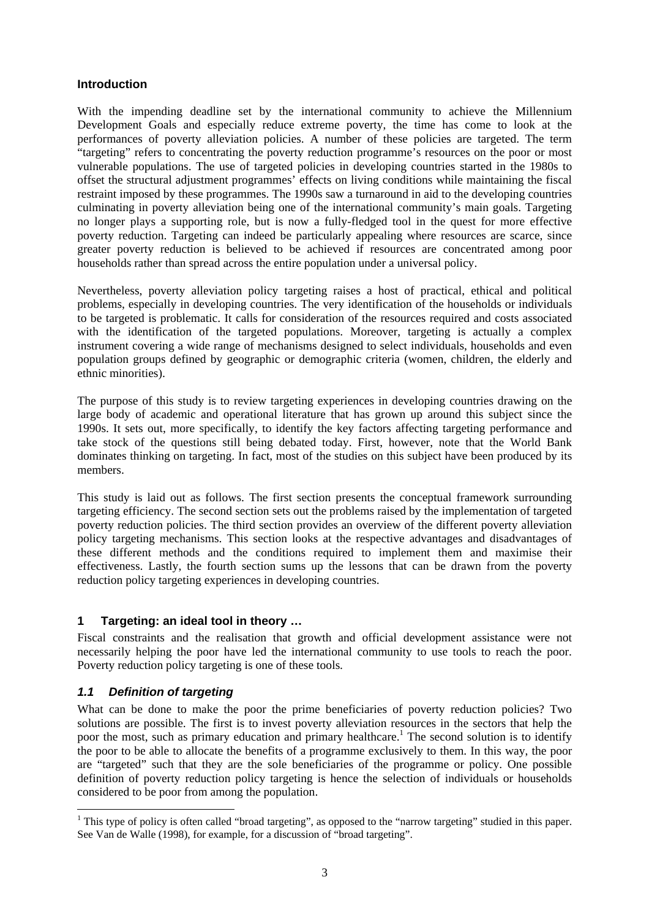## Introduction

With the impending deadline set by the international community to achieve the Millennium Development Goals and especially reduce extreme poverty, the time has come to look at the performances of poverty alleviation policies. A number of these policies are targeted. The term "targeting" refers to concentrating the poverty reduction programme's resources on the poor or most vulnerable populations. The use of targeted policies in developing countries started in the 1980s to offset the structural adjustment programmes' effects on living conditions while maintaining the fiscal restraint imposed by these programmes. The 1990s saw a turnaround in aid to the developing countries culminating in poverty alleviation being one of the international community's main goals. Targeting no longer plays a supporting role, but is now a fully-fledged tool in the quest for more effective poverty reduction. Targeting can indeed be particularly appealing where resources are scarce, since greater poverty reduction is believed to be achieved if resources are concentrated among poor households rather than spread across the entire population under a universal policy.

Nevertheless, poverty alleviation policy targeting raises a host of practical, ethical and political problems, especially in developing countries. The very identification of the households or individuals to be targeted is problematic. It calls for consideration of the resources required and costs associated with the identification of the targeted populations. Moreover, targeting is actually a complex instrument covering a wide range of mechanisms designed to select individuals, households and even population groups defined by geographic or demographic criteria (women, children, the elderly and ethnic minorities).

The purpose of this study is to review targeting experiences in developing countries drawing on the large body of academic and operational literature that has grown up around this subject since the 1990s. It sets out, more specifically, to identify the key factors affecting targeting performance and take stock of the questions still being debated today. First, however, note that the World Bank dominates thinking on targeting. In fact, most of the studies on this subject have been produced by its members.

This study is laid out as follows. The first section presents the conceptual framework surrounding targeting efficiency. The second section sets out the problems raised by the implementation of targeted poverty reduction policies. The third section provides an overview of the different poverty alleviation policy targeting mechanisms. This section looks at the respective advantages and disadvantages of these different methods and the conditions required to implement them and maximise their effectiveness. Lastly, the fourth section sums up the lessons that can be drawn from the poverty reduction policy targeting experiences in developing countries.

## 1 Targeting: an ideal tool in theory …

Fiscal constraints and the realisation that growth and official development assistance were not necessarily helping the poor have led the international community to use tools to reach the poor. Poverty reduction policy targeting is one of these tools.

### *1.1 Definition of targeting*

What can be done to make the poor the prime beneficiaries of poverty reduction policies? Two solutions are possible. The first is to invest poverty alleviation resources in the sectors that help the poor the most, such as primary education and primary healthcare.[1] The second solution is to identify the poor to be able to allocate the benefits of a programme exclusively to them. In this way, the poor are "targeted" such that they are the sole beneficiaries of the programme or policy. One possible definition of poverty reduction policy targeting is hence the selection of individuals or households considered to be poor from among the population.

[1] This type of policy is often called "broad targeting", as opposed to the "narrow targeting" studied in this paper. See Van de Walle (1998), for example, for a discussion of "broad targeting".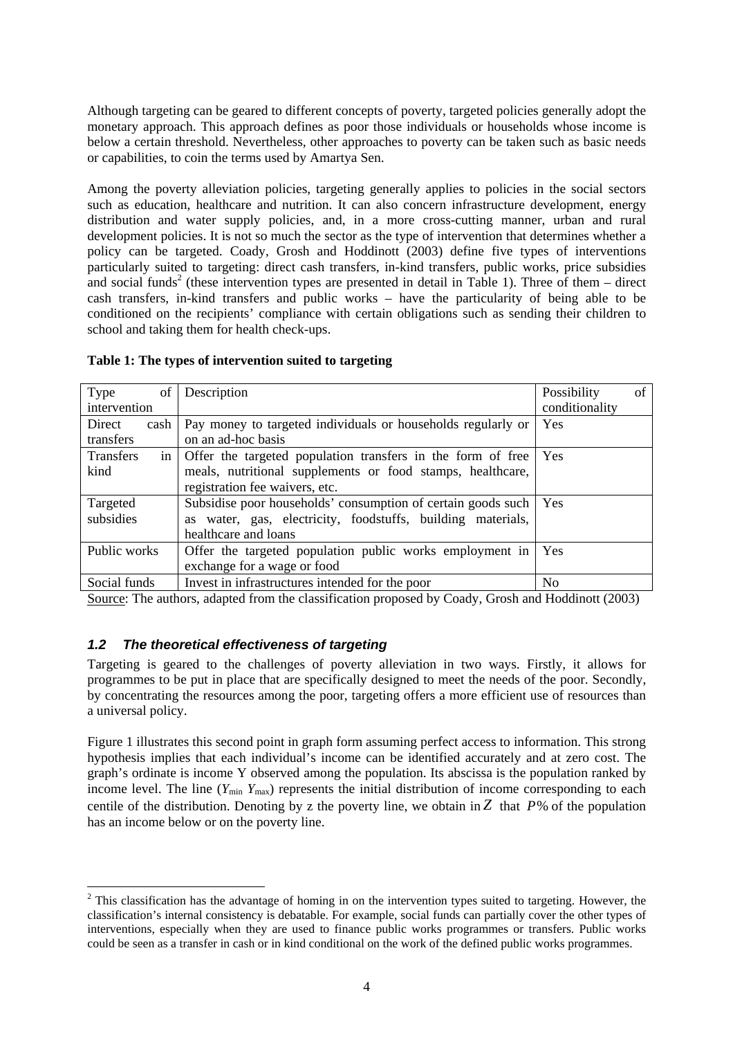Although targeting can be geared to different concepts of poverty, targeted policies generally adopt the monetary approach. This approach defines as poor those individuals or households whose income is below a certain threshold. Nevertheless, other approaches to poverty can be taken such as basic needs or capabilities, to coin the terms used by Amartya Sen.

Among the poverty alleviation policies, targeting generally applies to policies in the social sectors such as education, healthcare and nutrition. It can also concern infrastructure development, energy distribution and water supply policies, and, in a more cross-cutting manner, urban and rural development policies. It is not so much the sector as the type of intervention that determines whether a policy can be targeted. Coady, Grosh and Hoddinott (2003) define five types of interventions particularly suited to targeting: direct cash transfers, in-kind transfers, public works, price subsidies and social funds[2] (these intervention types are presented in detail in Table 1). Three of them – direct cash transfers, in-kind transfers and public works – have the particularity of being able to be conditioned on the recipients' compliance with certain obligations such as sending their children to school and taking them for health check-ups.

**Table 1: The types of intervention suited to targeting**

| Type of intervention | Description | Possibility of conditionality |
|---|---|---|
| Direct cash transfers | Pay money to targeted individuals or households regularly or on an ad-hoc basis | Yes |
| Transfers in kind | Offer the targeted population transfers in the form of free meals, nutritional supplements or food stamps, healthcare, registration fee waivers, etc. | Yes |
| Targeted subsidies | Subsidise poor households' consumption of certain goods such as water, gas, electricity, foodstuffs, building materials, healthcare and loans | Yes |
| Public works | Offer the targeted population public works employment in exchange for a wage or food | Yes |
| Social funds | Invest in infrastructures intended for the poor | No |

Source: The authors, adapted from the classification proposed by Coady, Grosh and Hoddinott (2003)

### *1.2 The theoretical effectiveness of targeting*

Targeting is geared to the challenges of poverty alleviation in two ways. Firstly, it allows for programmes to be put in place that are specifically designed to meet the needs of the poor. Secondly, by concentrating the resources among the poor, targeting offers a more efficient use of resources than a universal policy.

Figure 1 illustrates this second point in graph form assuming perfect access to information. This strong hypothesis implies that each individual's income can be identified accurately and at zero cost. The graph's ordinate is income Y observed among the population. Its abscissa is the population ranked by income level. The line ($Y_{min}$ $Y_{max}$) represents the initial distribution of income corresponding to each centile of the distribution. Denoting by z the poverty line, we obtain in $Z$ that $P\%$ of the population has an income below or on the poverty line.

[2] This classification has the advantage of homing in on the intervention types suited to targeting. However, the classification's internal consistency is debatable. For example, social funds can partially cover the other types of interventions, especially when they are used to finance public works programmes or transfers. Public works could be seen as a transfer in cash or in kind conditional on the work of the defined public works programmes.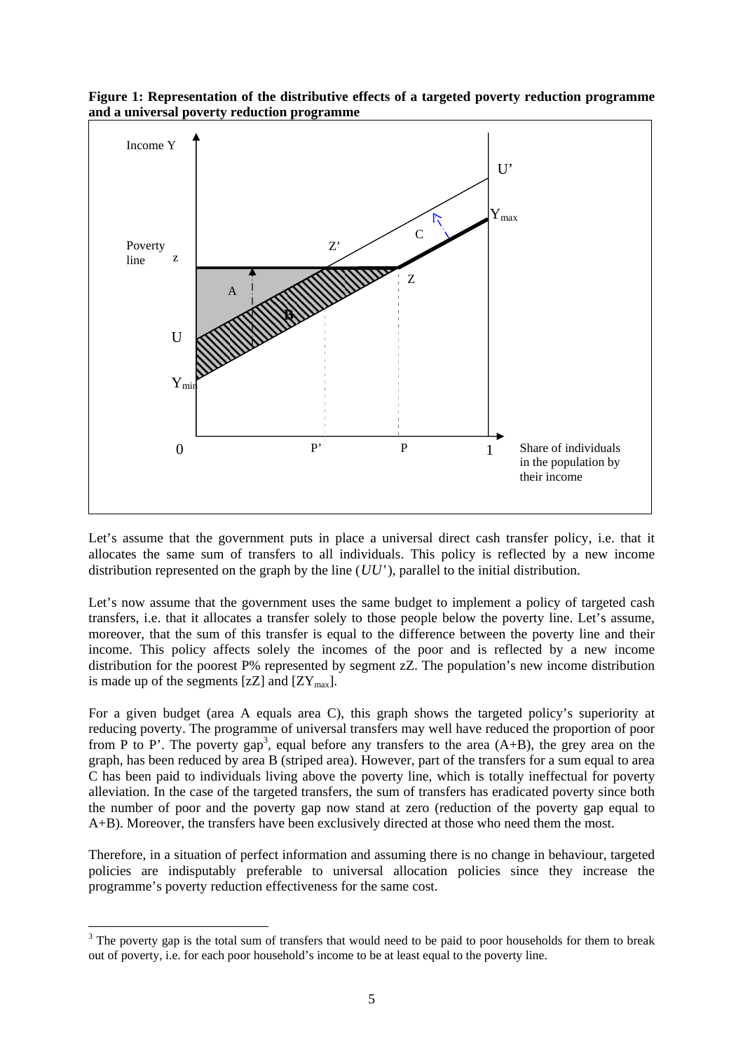**Figure 1: Representation of the distributive effects of a targeted poverty reduction programme and a universal poverty reduction programme**

Income Y

U'

$Y_{max}$

C

Poverty line z

Z'

Z

A

B

U

$Y_{min}$

0

P'

P

1

Share of individuals in the population by their income

Let's assume that the government puts in place a universal direct cash transfer policy, i.e. that it allocates the same sum of transfers to all individuals. This policy is reflected by a new income distribution represented on the graph by the line ($UU'$), parallel to the initial distribution.

Let's now assume that the government uses the same budget to implement a policy of targeted cash transfers, i.e. that it allocates a transfer solely to those people below the poverty line. Let's assume, moreover, that the sum of this transfer is equal to the difference between the poverty line and their income. This policy affects solely the incomes of the poor and is reflected by a new income distribution for the poorest P% represented by segment zZ. The population's new income distribution is made up of the segments [zZ] and [$ZY_{max}$].

For a given budget (area A equals area C), this graph shows the targeted policy's superiority at reducing poverty. The programme of universal transfers may well have reduced the proportion of poor from P to P'. The poverty gap[3], equal before any transfers to the area (A+B), the grey area on the graph, has been reduced by area B (striped area). However, part of the transfers for a sum equal to area C has been paid to individuals living above the poverty line, which is totally ineffectual for poverty alleviation. In the case of the targeted transfers, the sum of transfers has eradicated poverty since both the number of poor and the poverty gap now stand at zero (reduction of the poverty gap equal to A+B). Moreover, the transfers have been exclusively directed at those who need them the most.

Therefore, in a situation of perfect information and assuming there is no change in behaviour, targeted policies are indisputably preferable to universal allocation policies since they increase the programme's poverty reduction effectiveness for the same cost.

[3] The poverty gap is the total sum of transfers that would need to be paid to poor households for them to break out of poverty, i.e. for each poor household's income to be at least equal to the poverty line.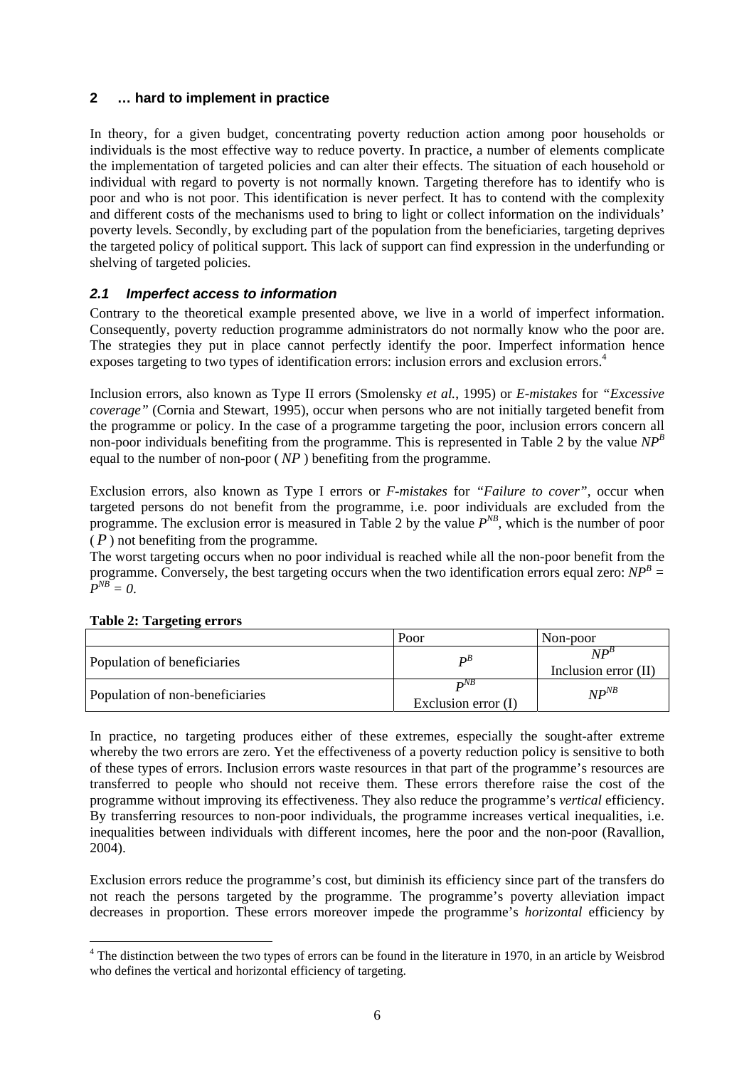## 2 … hard to implement in practice

In theory, for a given budget, concentrating poverty reduction action among poor households or individuals is the most effective way to reduce poverty. In practice, a number of elements complicate the implementation of targeted policies and can alter their effects. The situation of each household or individual with regard to poverty is not normally known. Targeting therefore has to identify who is poor and who is not poor. This identification is never perfect. It has to contend with the complexity and different costs of the mechanisms used to bring to light or collect information on the individuals' poverty levels. Secondly, by excluding part of the population from the beneficiaries, targeting deprives the targeted policy of political support. This lack of support can find expression in the underfunding or shelving of targeted policies.

### *2.1 Imperfect access to information*

Contrary to the theoretical example presented above, we live in a world of imperfect information. Consequently, poverty reduction programme administrators do not normally know who the poor are. The strategies they put in place cannot perfectly identify the poor. Imperfect information hence exposes targeting to two types of identification errors: inclusion errors and exclusion errors.[4]

Inclusion errors, also known as Type II errors (Smolensky *et al.*, 1995) or *E-mistakes* for *"Excessive coverage"* (Cornia and Stewart, 1995), occur when persons who are not initially targeted benefit from the programme or policy. In the case of a programme targeting the poor, inclusion errors concern all non-poor individuals benefiting from the programme. This is represented in Table 2 by the value $NP^B$ equal to the number of non-poor ( $NP$ ) benefiting from the programme.

Exclusion errors, also known as Type I errors or *F-mistakes* for *"Failure to cover"*, occur when targeted persons do not benefit from the programme, i.e. poor individuals are excluded from the programme. The exclusion error is measured in Table 2 by the value $P^{NB}$, which is the number of poor ( $P$ ) not benefiting from the programme.

The worst targeting occurs when no poor individual is reached while all the non-poor benefit from the programme. Conversely, the best targeting occurs when the two identification errors equal zero: $NP^B = P^{NB} = 0$.

**Table 2: Targeting errors**

| | Poor | Non-poor |
|---|---|---|
| Population of beneficiaries | $P^B$ | $NP^B$ Inclusion error (II) |
| Population of non-beneficiaries | $P^{NB}$ Exclusion error (I) | $NP^{NB}$ |

In practice, no targeting produces either of these extremes, especially the sought-after extreme whereby the two errors are zero. Yet the effectiveness of a poverty reduction policy is sensitive to both of these types of errors. Inclusion errors waste resources in that part of the programme's resources are transferred to people who should not receive them. These errors therefore raise the cost of the programme without improving its effectiveness. They also reduce the programme's *vertical* efficiency. By transferring resources to non-poor individuals, the programme increases vertical inequalities, i.e. inequalities between individuals with different incomes, here the poor and the non-poor (Ravallion, 2004).

Exclusion errors reduce the programme's cost, but diminish its efficiency since part of the transfers do not reach the persons targeted by the programme. The programme's poverty alleviation impact decreases in proportion. These errors moreover impede the programme's *horizontal* efficiency by

[4] The distinction between the two types of errors can be found in the literature in 1970, in an article by Weisbrod who defines the vertical and horizontal efficiency of targeting.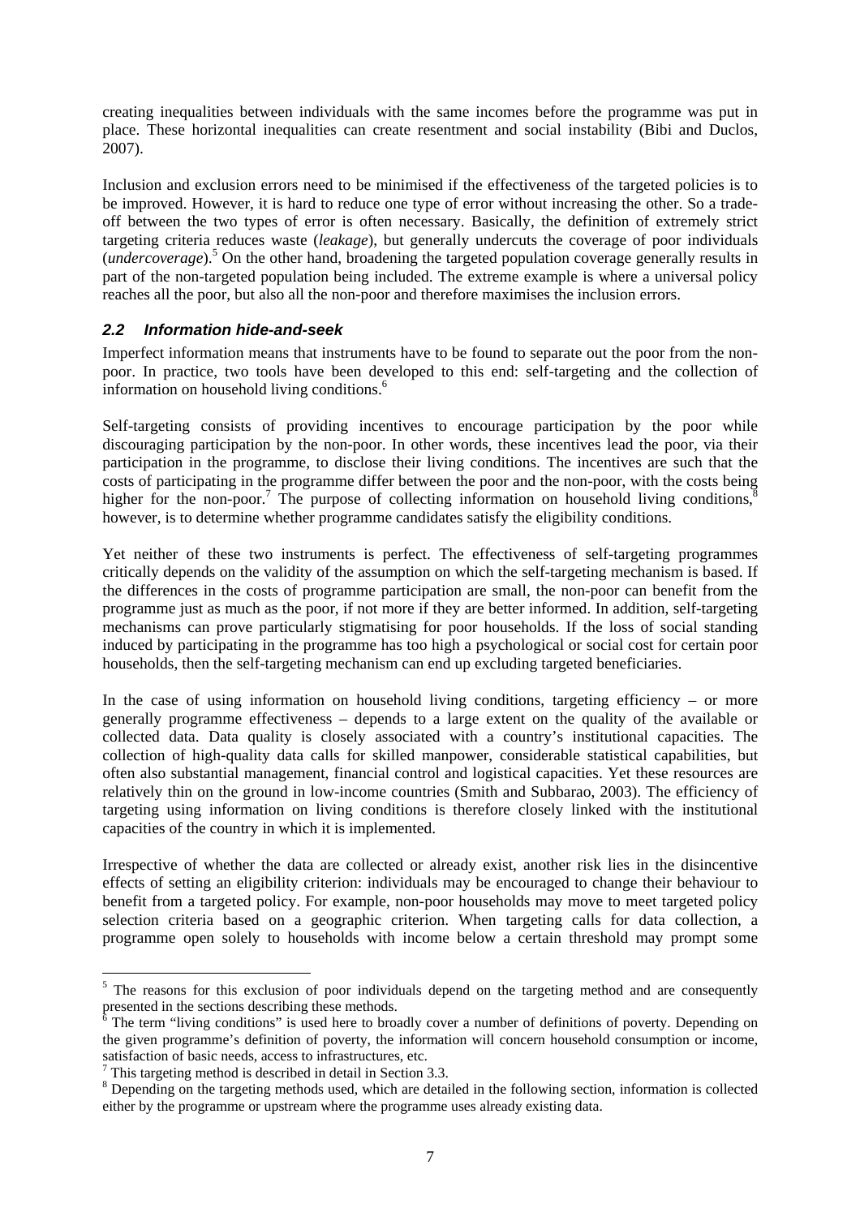creating inequalities between individuals with the same incomes before the programme was put in place. These horizontal inequalities can create resentment and social instability (Bibi and Duclos, 2007).

Inclusion and exclusion errors need to be minimised if the effectiveness of the targeted policies is to be improved. However, it is hard to reduce one type of error without increasing the other. So a trade-off between the two types of error is often necessary. Basically, the definition of extremely strict targeting criteria reduces waste (*leakage*), but generally undercuts the coverage of poor individuals (*undercoverage*).[5] On the other hand, broadening the targeted population coverage generally results in part of the non-targeted population being included. The extreme example is where a universal policy reaches all the poor, but also all the non-poor and therefore maximises the inclusion errors.

### *2.2 Information hide-and-seek*

Imperfect information means that instruments have to be found to separate out the poor from the non-poor. In practice, two tools have been developed to this end: self-targeting and the collection of information on household living conditions.[6]

Self-targeting consists of providing incentives to encourage participation by the poor while discouraging participation by the non-poor. In other words, these incentives lead the poor, via their participation in the programme, to disclose their living conditions. The incentives are such that the costs of participating in the programme differ between the poor and the non-poor, with the costs being higher for the non-poor.[7] The purpose of collecting information on household living conditions,[8] however, is to determine whether programme candidates satisfy the eligibility conditions.

Yet neither of these two instruments is perfect. The effectiveness of self-targeting programmes critically depends on the validity of the assumption on which the self-targeting mechanism is based. If the differences in the costs of programme participation are small, the non-poor can benefit from the programme just as much as the poor, if not more if they are better informed. In addition, self-targeting mechanisms can prove particularly stigmatising for poor households. If the loss of social standing induced by participating in the programme has too high a psychological or social cost for certain poor households, then the self-targeting mechanism can end up excluding targeted beneficiaries.

In the case of using information on household living conditions, targeting efficiency – or more generally programme effectiveness – depends to a large extent on the quality of the available or collected data. Data quality is closely associated with a country's institutional capacities. The collection of high-quality data calls for skilled manpower, considerable statistical capabilities, but often also substantial management, financial control and logistical capacities. Yet these resources are relatively thin on the ground in low-income countries (Smith and Subbarao, 2003). The efficiency of targeting using information on living conditions is therefore closely linked with the institutional capacities of the country in which it is implemented.

Irrespective of whether the data are collected or already exist, another risk lies in the disincentive effects of setting an eligibility criterion: individuals may be encouraged to change their behaviour to benefit from a targeted policy. For example, non-poor households may move to meet targeted policy selection criteria based on a geographic criterion. When targeting calls for data collection, a programme open solely to households with income below a certain threshold may prompt some

---

[5] The reasons for this exclusion of poor individuals depend on the targeting method and are consequently presented in the sections describing these methods.

[6] The term "living conditions" is used here to broadly cover a number of definitions of poverty. Depending on the given programme's definition of poverty, the information will concern household consumption or income, satisfaction of basic needs, access to infrastructures, etc.

[7] This targeting method is described in detail in Section 3.3.

[8] Depending on the targeting methods used, which are detailed in the following section, information is collected either by the programme or upstream where the programme uses already existing data.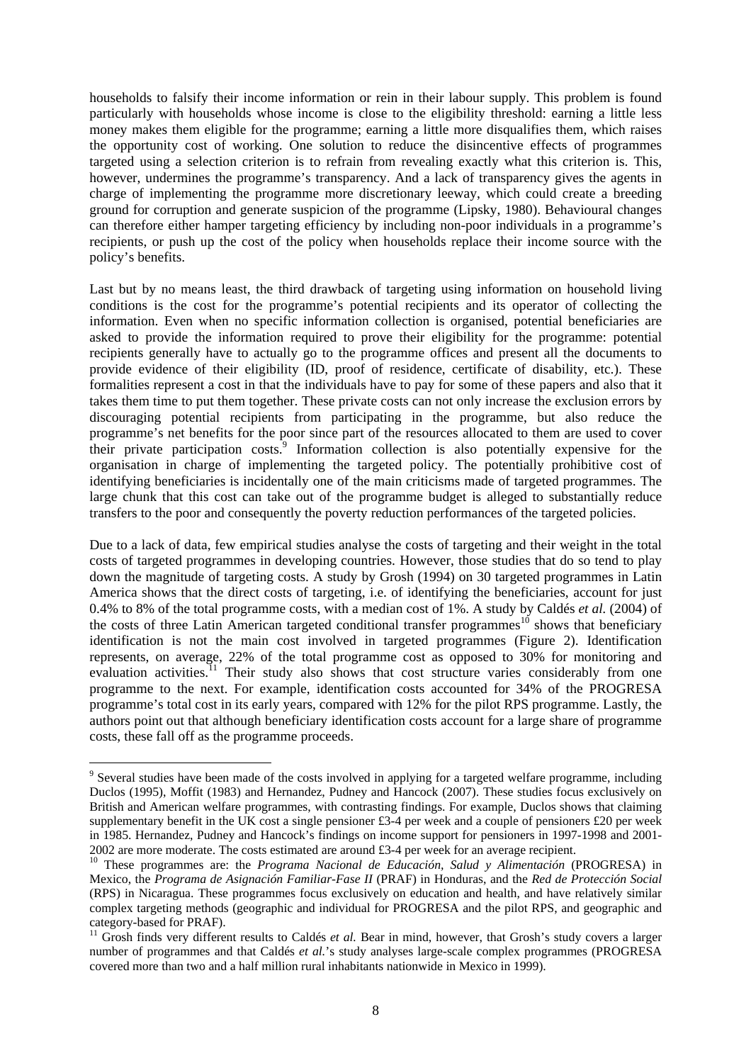households to falsify their income information or rein in their labour supply. This problem is found particularly with households whose income is close to the eligibility threshold: earning a little less money makes them eligible for the programme; earning a little more disqualifies them, which raises the opportunity cost of working. One solution to reduce the disincentive effects of programmes targeted using a selection criterion is to refrain from revealing exactly what this criterion is. This, however, undermines the programme's transparency. And a lack of transparency gives the agents in charge of implementing the programme more discretionary leeway, which could create a breeding ground for corruption and generate suspicion of the programme (Lipsky, 1980). Behavioural changes can therefore either hamper targeting efficiency by including non-poor individuals in a programme's recipients, or push up the cost of the policy when households replace their income source with the policy's benefits.

Last but by no means least, the third drawback of targeting using information on household living conditions is the cost for the programme's potential recipients and its operator of collecting the information. Even when no specific information collection is organised, potential beneficiaries are asked to provide the information required to prove their eligibility for the programme: potential recipients generally have to actually go to the programme offices and present all the documents to provide evidence of their eligibility (ID, proof of residence, certificate of disability, etc.). These formalities represent a cost in that the individuals have to pay for some of these papers and also that it takes them time to put them together. These private costs can not only increase the exclusion errors by discouraging potential recipients from participating in the programme, but also reduce the programme's net benefits for the poor since part of the resources allocated to them are used to cover their private participation costs.[9] Information collection is also potentially expensive for the organisation in charge of implementing the targeted policy. The potentially prohibitive cost of identifying beneficiaries is incidentally one of the main criticisms made of targeted programmes. The large chunk that this cost can take out of the programme budget is alleged to substantially reduce transfers to the poor and consequently the poverty reduction performances of the targeted policies.

Due to a lack of data, few empirical studies analyse the costs of targeting and their weight in the total costs of targeted programmes in developing countries. However, those studies that do so tend to play down the magnitude of targeting costs. A study by Grosh (1994) on 30 targeted programmes in Latin America shows that the direct costs of targeting, i.e. of identifying the beneficiaries, account for just 0.4% to 8% of the total programme costs, with a median cost of 1%. A study by Caldés *et al.* (2004) of the costs of three Latin American targeted conditional transfer programmes[10] shows that beneficiary identification is not the main cost involved in targeted programmes (Figure 2). Identification represents, on average, 22% of the total programme cost as opposed to 30% for monitoring and evaluation activities.[11] Their study also shows that cost structure varies considerably from one programme to the next. For example, identification costs accounted for 34% of the PROGRESA programme's total cost in its early years, compared with 12% for the pilot RPS programme. Lastly, the authors point out that although beneficiary identification costs account for a large share of programme costs, these fall off as the programme proceeds.

---

[9] Several studies have been made of the costs involved in applying for a targeted welfare programme, including Duclos (1995), Moffit (1983) and Hernandez, Pudney and Hancock (2007). These studies focus exclusively on British and American welfare programmes, with contrasting findings. For example, Duclos shows that claiming supplementary benefit in the UK cost a single pensioner £3-4 per week and a couple of pensioners £20 per week in 1985. Hernandez, Pudney and Hancock's findings on income support for pensioners in 1997-1998 and 2001-2002 are more moderate. The costs estimated are around £3-4 per week for an average recipient.

[10] These programmes are: the *Programa Nacional de Educación, Salud y Alimentación* (PROGRESA) in Mexico, the *Programa de Asignación Familiar-Fase II* (PRAF) in Honduras, and the *Red de Protección Social* (RPS) in Nicaragua. These programmes focus exclusively on education and health, and have relatively similar complex targeting methods (geographic and individual for PROGRESA and the pilot RPS, and geographic and category-based for PRAF).

[11] Grosh finds very different results to Caldés *et al.* Bear in mind, however, that Grosh's study covers a larger number of programmes and that Caldés *et al.*'s study analyses large-scale complex programmes (PROGRESA covered more than two and a half million rural inhabitants nationwide in Mexico in 1999).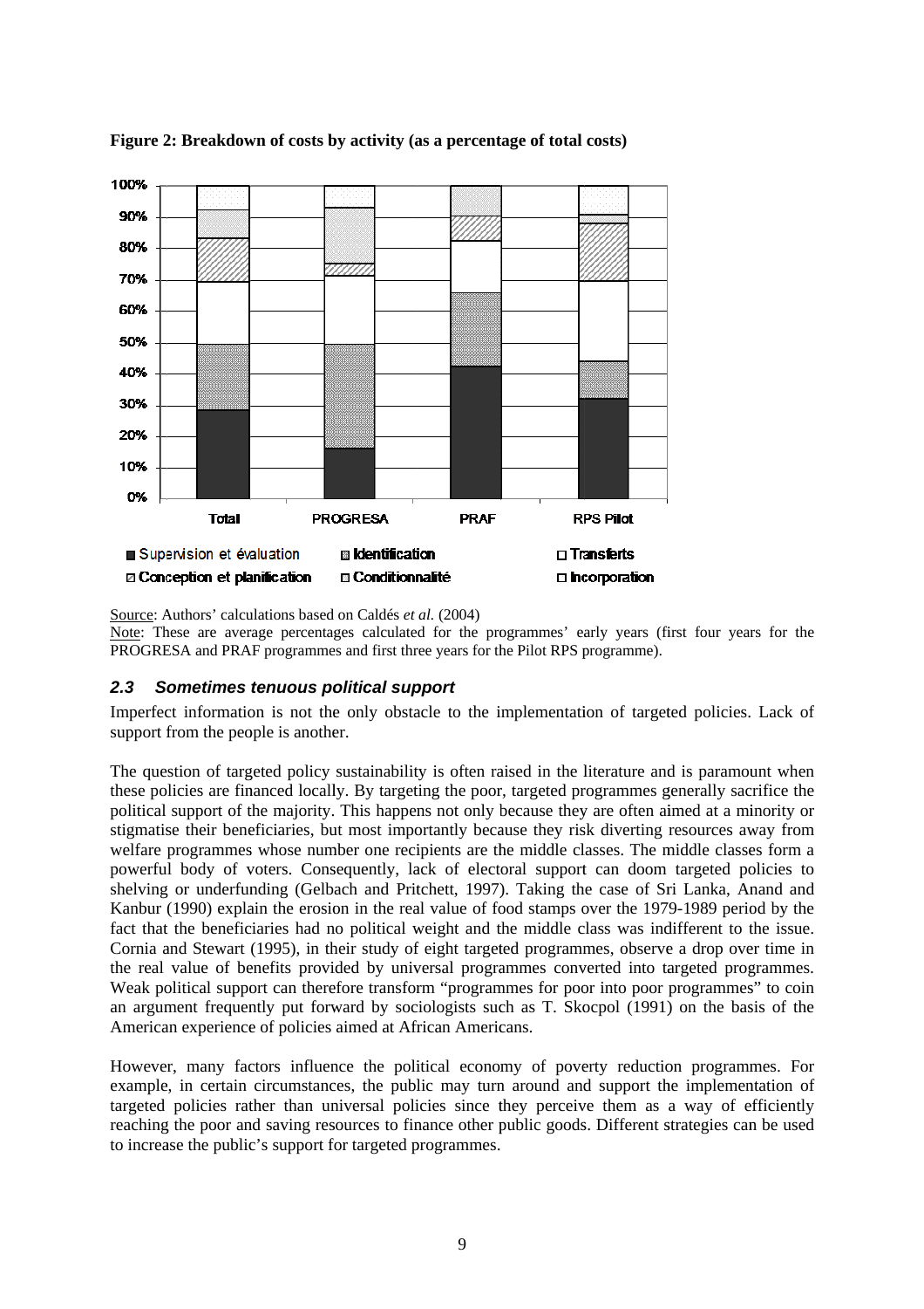**Figure 2: Breakdown of costs by activity (as a percentage of total costs)**

100%
90%
80%
70%
60%
50%
40%
30%
20%
10%
0%

Total
PROGRESA
PRAF
RPS Pilot

Supervision et évaluation
Identification
Transferts
Conception et planification
Conditionnalité
Incorporation

Source: Authors' calculations based on Caldés *et al.* (2004)

Note: These are average percentages calculated for the programmes' early years (first four years for the PROGRESA and PRAF programmes and first three years for the Pilot RPS programme).

### *2.3 Sometimes tenuous political support*

Imperfect information is not the only obstacle to the implementation of targeted policies. Lack of support from the people is another.

The question of targeted policy sustainability is often raised in the literature and is paramount when these policies are financed locally. By targeting the poor, targeted programmes generally sacrifice the political support of the majority. This happens not only because they are often aimed at a minority or stigmatise their beneficiaries, but most importantly because they risk diverting resources away from welfare programmes whose number one recipients are the middle classes. The middle classes form a powerful body of voters. Consequently, lack of electoral support can doom targeted policies to shelving or underfunding (Gelbach and Pritchett, 1997). Taking the case of Sri Lanka, Anand and Kanbur (1990) explain the erosion in the real value of food stamps over the 1979-1989 period by the fact that the beneficiaries had no political weight and the middle class was indifferent to the issue. Cornia and Stewart (1995), in their study of eight targeted programmes, observe a drop over time in the real value of benefits provided by universal programmes converted into targeted programmes. Weak political support can therefore transform "programmes for poor into poor programmes" to coin an argument frequently put forward by sociologists such as T. Skocpol (1991) on the basis of the American experience of policies aimed at African Americans.

However, many factors influence the political economy of poverty reduction programmes. For example, in certain circumstances, the public may turn around and support the implementation of targeted policies rather than universal policies since they perceive them as a way of efficiently reaching the poor and saving resources to finance other public goods. Different strategies can be used to increase the public's support for targeted programmes.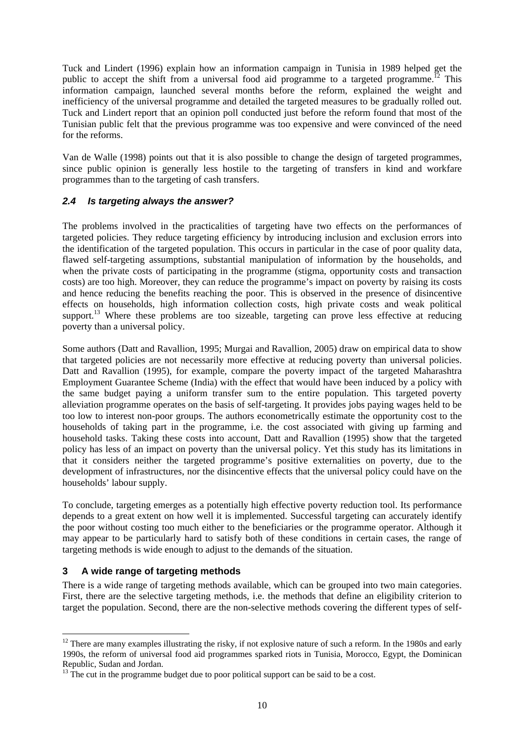Tuck and Lindert (1996) explain how an information campaign in Tunisia in 1989 helped get the public to accept the shift from a universal food aid programme to a targeted programme.[12] This information campaign, launched several months before the reform, explained the weight and inefficiency of the universal programme and detailed the targeted measures to be gradually rolled out. Tuck and Lindert report that an opinion poll conducted just before the reform found that most of the Tunisian public felt that the previous programme was too expensive and were convinced of the need for the reforms.

Van de Walle (1998) points out that it is also possible to change the design of targeted programmes, since public opinion is generally less hostile to the targeting of transfers in kind and workfare programmes than to the targeting of cash transfers.

### *2.4 Is targeting always the answer?*

The problems involved in the practicalities of targeting have two effects on the performances of targeted policies. They reduce targeting efficiency by introducing inclusion and exclusion errors into the identification of the targeted population. This occurs in particular in the case of poor quality data, flawed self-targeting assumptions, substantial manipulation of information by the households, and when the private costs of participating in the programme (stigma, opportunity costs and transaction costs) are too high. Moreover, they can reduce the programme's impact on poverty by raising its costs and hence reducing the benefits reaching the poor. This is observed in the presence of disincentive effects on households, high information collection costs, high private costs and weak political support.[13] Where these problems are too sizeable, targeting can prove less effective at reducing poverty than a universal policy.

Some authors (Datt and Ravallion, 1995; Murgai and Ravallion, 2005) draw on empirical data to show that targeted policies are not necessarily more effective at reducing poverty than universal policies. Datt and Ravallion (1995), for example, compare the poverty impact of the targeted Maharashtra Employment Guarantee Scheme (India) with the effect that would have been induced by a policy with the same budget paying a uniform transfer sum to the entire population. This targeted poverty alleviation programme operates on the basis of self-targeting. It provides jobs paying wages held to be too low to interest non-poor groups. The authors econometrically estimate the opportunity cost to the households of taking part in the programme, i.e. the cost associated with giving up farming and household tasks. Taking these costs into account, Datt and Ravallion (1995) show that the targeted policy has less of an impact on poverty than the universal policy. Yet this study has its limitations in that it considers neither the targeted programme's positive externalities on poverty, due to the development of infrastructures, nor the disincentive effects that the universal policy could have on the households' labour supply.

To conclude, targeting emerges as a potentially high effective poverty reduction tool. Its performance depends to a great extent on how well it is implemented. Successful targeting can accurately identify the poor without costing too much either to the beneficiaries or the programme operator. Although it may appear to be particularly hard to satisfy both of these conditions in certain cases, the range of targeting methods is wide enough to adjust to the demands of the situation.

## 3 A wide range of targeting methods

There is a wide range of targeting methods available, which can be grouped into two main categories. First, there are the selective targeting methods, i.e. the methods that define an eligibility criterion to target the population. Second, there are the non-selective methods covering the different types of self-

[12] There are many examples illustrating the risky, if not explosive nature of such a reform. In the 1980s and early 1990s, the reform of universal food aid programmes sparked riots in Tunisia, Morocco, Egypt, the Dominican Republic, Sudan and Jordan.

[13] The cut in the programme budget due to poor political support can be said to be a cost.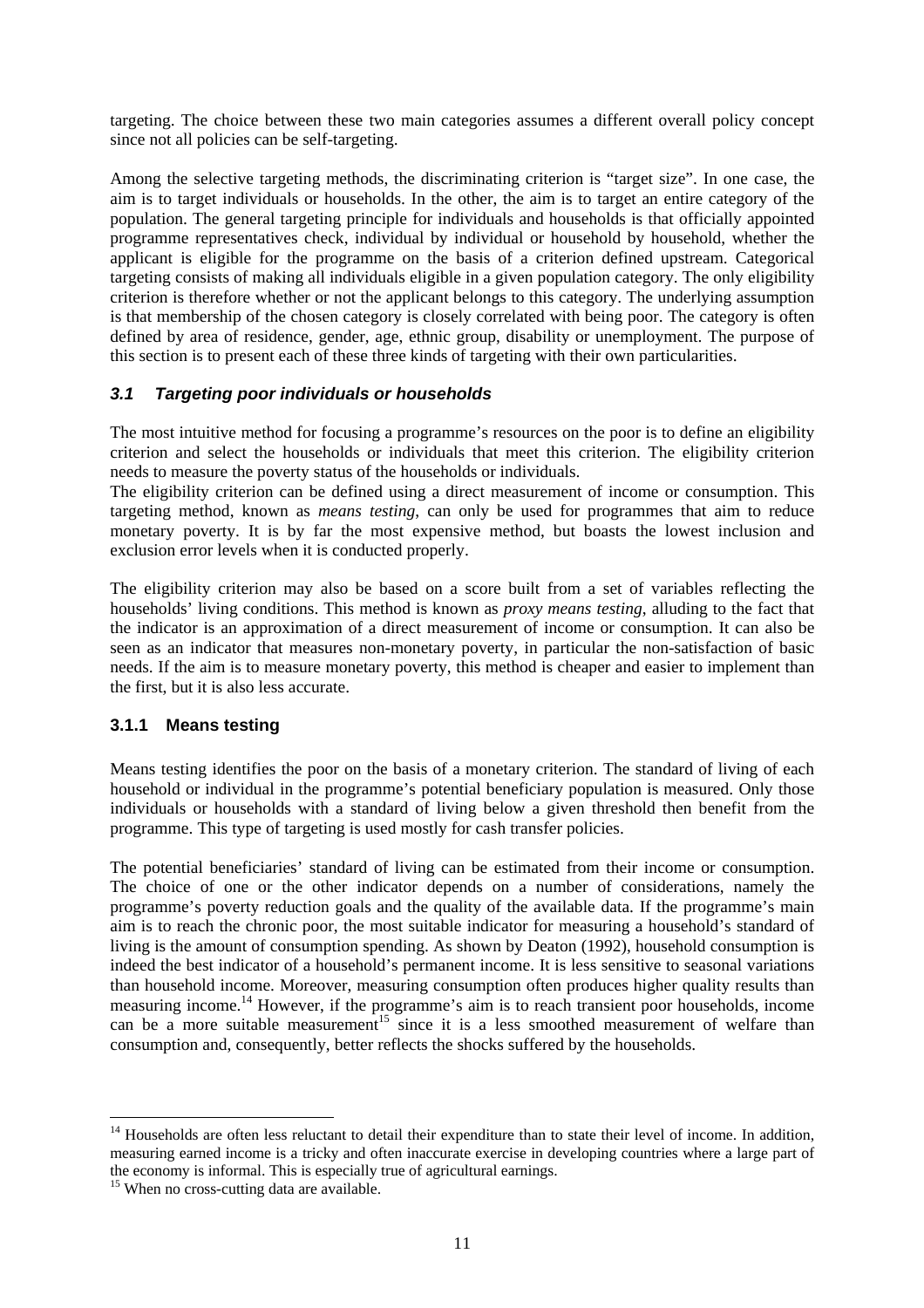targeting. The choice between these two main categories assumes a different overall policy concept since not all policies can be self-targeting.

Among the selective targeting methods, the discriminating criterion is "target size". In one case, the aim is to target individuals or households. In the other, the aim is to target an entire category of the population. The general targeting principle for individuals and households is that officially appointed programme representatives check, individual by individual or household by household, whether the applicant is eligible for the programme on the basis of a criterion defined upstream. Categorical targeting consists of making all individuals eligible in a given population category. The only eligibility criterion is therefore whether or not the applicant belongs to this category. The underlying assumption is that membership of the chosen category is closely correlated with being poor. The category is often defined by area of residence, gender, age, ethnic group, disability or unemployment. The purpose of this section is to present each of these three kinds of targeting with their own particularities.

### *3.1 Targeting poor individuals or households*

The most intuitive method for focusing a programme's resources on the poor is to define an eligibility criterion and select the households or individuals that meet this criterion. The eligibility criterion needs to measure the poverty status of the households or individuals.
The eligibility criterion can be defined using a direct measurement of income or consumption. This targeting method, known as *means testing*, can only be used for programmes that aim to reduce monetary poverty. It is by far the most expensive method, but boasts the lowest inclusion and exclusion error levels when it is conducted properly.

The eligibility criterion may also be based on a score built from a set of variables reflecting the households' living conditions. This method is known as *proxy means testing*, alluding to the fact that the indicator is an approximation of a direct measurement of income or consumption. It can also be seen as an indicator that measures non-monetary poverty, in particular the non-satisfaction of basic needs. If the aim is to measure monetary poverty, this method is cheaper and easier to implement than the first, but it is also less accurate.

#### 3.1.1 Means testing

Means testing identifies the poor on the basis of a monetary criterion. The standard of living of each household or individual in the programme's potential beneficiary population is measured. Only those individuals or households with a standard of living below a given threshold then benefit from the programme. This type of targeting is used mostly for cash transfer policies.

The potential beneficiaries' standard of living can be estimated from their income or consumption. The choice of one or the other indicator depends on a number of considerations, namely the programme's poverty reduction goals and the quality of the available data. If the programme's main aim is to reach the chronic poor, the most suitable indicator for measuring a household's standard of living is the amount of consumption spending. As shown by Deaton (1992), household consumption is indeed the best indicator of a household's permanent income. It is less sensitive to seasonal variations than household income. Moreover, measuring consumption often produces higher quality results than measuring income.[14] However, if the programme's aim is to reach transient poor households, income can be a more suitable measurement[15] since it is a less smoothed measurement of welfare than consumption and, consequently, better reflects the shocks suffered by the households.

---

[14] Households are often less reluctant to detail their expenditure than to state their level of income. In addition, measuring earned income is a tricky and often inaccurate exercise in developing countries where a large part of the economy is informal. This is especially true of agricultural earnings.

[15] When no cross-cutting data are available.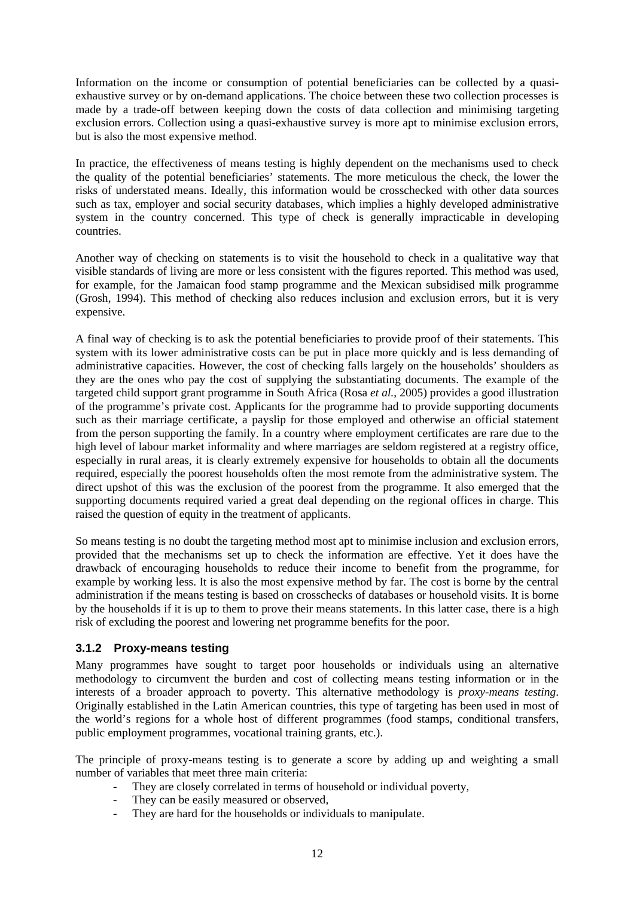Information on the income or consumption of potential beneficiaries can be collected by a quasi-exhaustive survey or by on-demand applications. The choice between these two collection processes is made by a trade-off between keeping down the costs of data collection and minimising targeting exclusion errors. Collection using a quasi-exhaustive survey is more apt to minimise exclusion errors, but is also the most expensive method.

In practice, the effectiveness of means testing is highly dependent on the mechanisms used to check the quality of the potential beneficiaries' statements. The more meticulous the check, the lower the risks of understated means. Ideally, this information would be crosschecked with other data sources such as tax, employer and social security databases, which implies a highly developed administrative system in the country concerned. This type of check is generally impracticable in developing countries.

Another way of checking on statements is to visit the household to check in a qualitative way that visible standards of living are more or less consistent with the figures reported. This method was used, for example, for the Jamaican food stamp programme and the Mexican subsidised milk programme (Grosh, 1994). This method of checking also reduces inclusion and exclusion errors, but it is very expensive.

A final way of checking is to ask the potential beneficiaries to provide proof of their statements. This system with its lower administrative costs can be put in place more quickly and is less demanding of administrative capacities. However, the cost of checking falls largely on the households' shoulders as they are the ones who pay the cost of supplying the substantiating documents. The example of the targeted child support grant programme in South Africa (Rosa *et al.*, 2005) provides a good illustration of the programme's private cost. Applicants for the programme had to provide supporting documents such as their marriage certificate, a payslip for those employed and otherwise an official statement from the person supporting the family. In a country where employment certificates are rare due to the high level of labour market informality and where marriages are seldom registered at a registry office, especially in rural areas, it is clearly extremely expensive for households to obtain all the documents required, especially the poorest households often the most remote from the administrative system. The direct upshot of this was the exclusion of the poorest from the programme. It also emerged that the supporting documents required varied a great deal depending on the regional offices in charge. This raised the question of equity in the treatment of applicants.

So means testing is no doubt the targeting method most apt to minimise inclusion and exclusion errors, provided that the mechanisms set up to check the information are effective. Yet it does have the drawback of encouraging households to reduce their income to benefit from the programme, for example by working less. It is also the most expensive method by far. The cost is borne by the central administration if the means testing is based on crosschecks of databases or household visits. It is borne by the households if it is up to them to prove their means statements. In this latter case, there is a high risk of excluding the poorest and lowering net programme benefits for the poor.

### 3.1.2 Proxy-means testing

Many programmes have sought to target poor households or individuals using an alternative methodology to circumvent the burden and cost of collecting means testing information or in the interests of a broader approach to poverty. This alternative methodology is *proxy-means testing*. Originally established in the Latin American countries, this type of targeting has been used in most of the world's regions for a whole host of different programmes (food stamps, conditional transfers, public employment programmes, vocational training grants, etc.).

The principle of proxy-means testing is to generate a score by adding up and weighting a small number of variables that meet three main criteria:

- They are closely correlated in terms of household or individual poverty,
- They can be easily measured or observed,
- They are hard for the households or individuals to manipulate.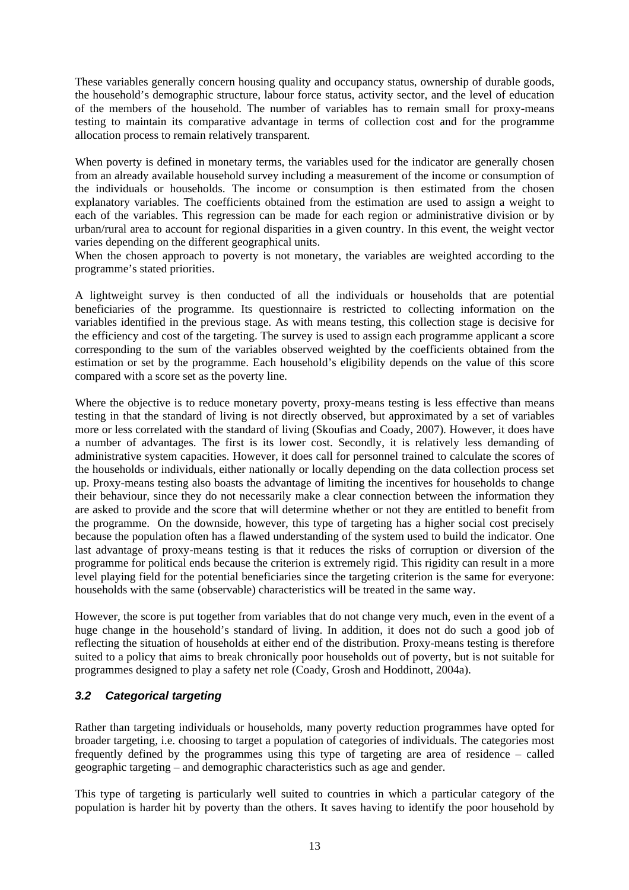These variables generally concern housing quality and occupancy status, ownership of durable goods, the household's demographic structure, labour force status, activity sector, and the level of education of the members of the household. The number of variables has to remain small for proxy-means testing to maintain its comparative advantage in terms of collection cost and for the programme allocation process to remain relatively transparent.

When poverty is defined in monetary terms, the variables used for the indicator are generally chosen from an already available household survey including a measurement of the income or consumption of the individuals or households. The income or consumption is then estimated from the chosen explanatory variables. The coefficients obtained from the estimation are used to assign a weight to each of the variables. This regression can be made for each region or administrative division or by urban/rural area to account for regional disparities in a given country. In this event, the weight vector varies depending on the different geographical units.

When the chosen approach to poverty is not monetary, the variables are weighted according to the programme's stated priorities.

A lightweight survey is then conducted of all the individuals or households that are potential beneficiaries of the programme. Its questionnaire is restricted to collecting information on the variables identified in the previous stage. As with means testing, this collection stage is decisive for the efficiency and cost of the targeting. The survey is used to assign each programme applicant a score corresponding to the sum of the variables observed weighted by the coefficients obtained from the estimation or set by the programme. Each household's eligibility depends on the value of this score compared with a score set as the poverty line.

Where the objective is to reduce monetary poverty, proxy-means testing is less effective than means testing in that the standard of living is not directly observed, but approximated by a set of variables more or less correlated with the standard of living (Skoufias and Coady, 2007). However, it does have a number of advantages. The first is its lower cost. Secondly, it is relatively less demanding of administrative system capacities. However, it does call for personnel trained to calculate the scores of the households or individuals, either nationally or locally depending on the data collection process set up. Proxy-means testing also boasts the advantage of limiting the incentives for households to change their behaviour, since they do not necessarily make a clear connection between the information they are asked to provide and the score that will determine whether or not they are entitled to benefit from the programme. On the downside, however, this type of targeting has a higher social cost precisely because the population often has a flawed understanding of the system used to build the indicator. One last advantage of proxy-means testing is that it reduces the risks of corruption or diversion of the programme for political ends because the criterion is extremely rigid. This rigidity can result in a more level playing field for the potential beneficiaries since the targeting criterion is the same for everyone: households with the same (observable) characteristics will be treated in the same way.

However, the score is put together from variables that do not change very much, even in the event of a huge change in the household's standard of living. In addition, it does not do such a good job of reflecting the situation of households at either end of the distribution. Proxy-means testing is therefore suited to a policy that aims to break chronically poor households out of poverty, but is not suitable for programmes designed to play a safety net role (Coady, Grosh and Hoddinott, 2004a).

### *3.2 Categorical targeting*

Rather than targeting individuals or households, many poverty reduction programmes have opted for broader targeting, i.e. choosing to target a population of categories of individuals. The categories most frequently defined by the programmes using this type of targeting are area of residence – called geographic targeting – and demographic characteristics such as age and gender.

This type of targeting is particularly well suited to countries in which a particular category of the population is harder hit by poverty than the others. It saves having to identify the poor household by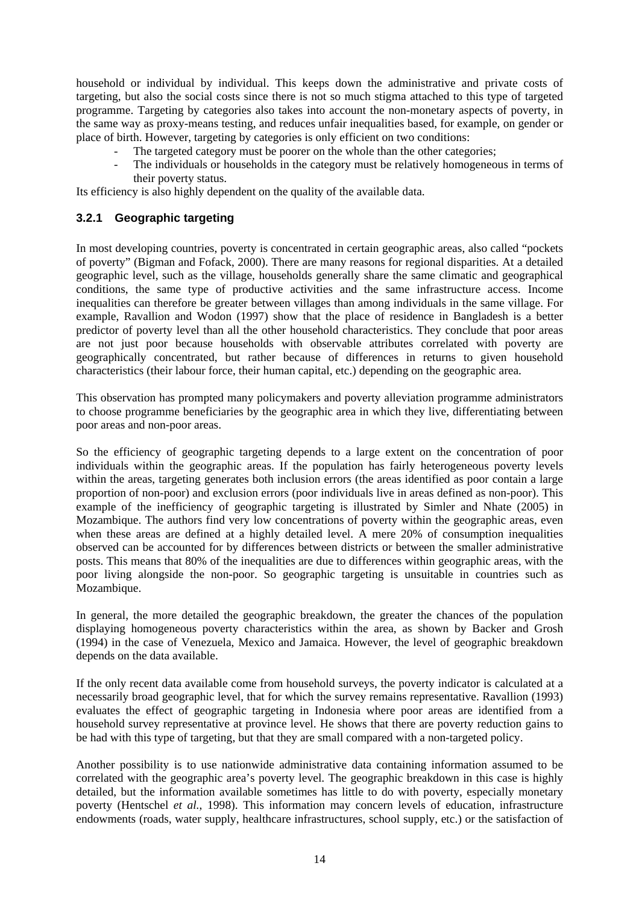household or individual by individual. This keeps down the administrative and private costs of targeting, but also the social costs since there is not so much stigma attached to this type of targeted programme. Targeting by categories also takes into account the non-monetary aspects of poverty, in the same way as proxy-means testing, and reduces unfair inequalities based, for example, on gender or place of birth. However, targeting by categories is only efficient on two conditions:

- The targeted category must be poorer on the whole than the other categories;
- The individuals or households in the category must be relatively homogeneous in terms of their poverty status.

Its efficiency is also highly dependent on the quality of the available data.

### 3.2.1 Geographic targeting

In most developing countries, poverty is concentrated in certain geographic areas, also called "pockets of poverty" (Bigman and Fofack, 2000). There are many reasons for regional disparities. At a detailed geographic level, such as the village, households generally share the same climatic and geographical conditions, the same type of productive activities and the same infrastructure access. Income inequalities can therefore be greater between villages than among individuals in the same village. For example, Ravallion and Wodon (1997) show that the place of residence in Bangladesh is a better predictor of poverty level than all the other household characteristics. They conclude that poor areas are not just poor because households with observable attributes correlated with poverty are geographically concentrated, but rather because of differences in returns to given household characteristics (their labour force, their human capital, etc.) depending on the geographic area.

This observation has prompted many policymakers and poverty alleviation programme administrators to choose programme beneficiaries by the geographic area in which they live, differentiating between poor areas and non-poor areas.

So the efficiency of geographic targeting depends to a large extent on the concentration of poor individuals within the geographic areas. If the population has fairly heterogeneous poverty levels within the areas, targeting generates both inclusion errors (the areas identified as poor contain a large proportion of non-poor) and exclusion errors (poor individuals live in areas defined as non-poor). This example of the inefficiency of geographic targeting is illustrated by Simler and Nhate (2005) in Mozambique. The authors find very low concentrations of poverty within the geographic areas, even when these areas are defined at a highly detailed level. A mere 20% of consumption inequalities observed can be accounted for by differences between districts or between the smaller administrative posts. This means that 80% of the inequalities are due to differences within geographic areas, with the poor living alongside the non-poor. So geographic targeting is unsuitable in countries such as Mozambique.

In general, the more detailed the geographic breakdown, the greater the chances of the population displaying homogeneous poverty characteristics within the area, as shown by Backer and Grosh (1994) in the case of Venezuela, Mexico and Jamaica. However, the level of geographic breakdown depends on the data available.

If the only recent data available come from household surveys, the poverty indicator is calculated at a necessarily broad geographic level, that for which the survey remains representative. Ravallion (1993) evaluates the effect of geographic targeting in Indonesia where poor areas are identified from a household survey representative at province level. He shows that there are poverty reduction gains to be had with this type of targeting, but that they are small compared with a non-targeted policy.

Another possibility is to use nationwide administrative data containing information assumed to be correlated with the geographic area's poverty level. The geographic breakdown in this case is highly detailed, but the information available sometimes has little to do with poverty, especially monetary poverty (Hentschel *et al.*, 1998). This information may concern levels of education, infrastructure endowments (roads, water supply, healthcare infrastructures, school supply, etc.) or the satisfaction of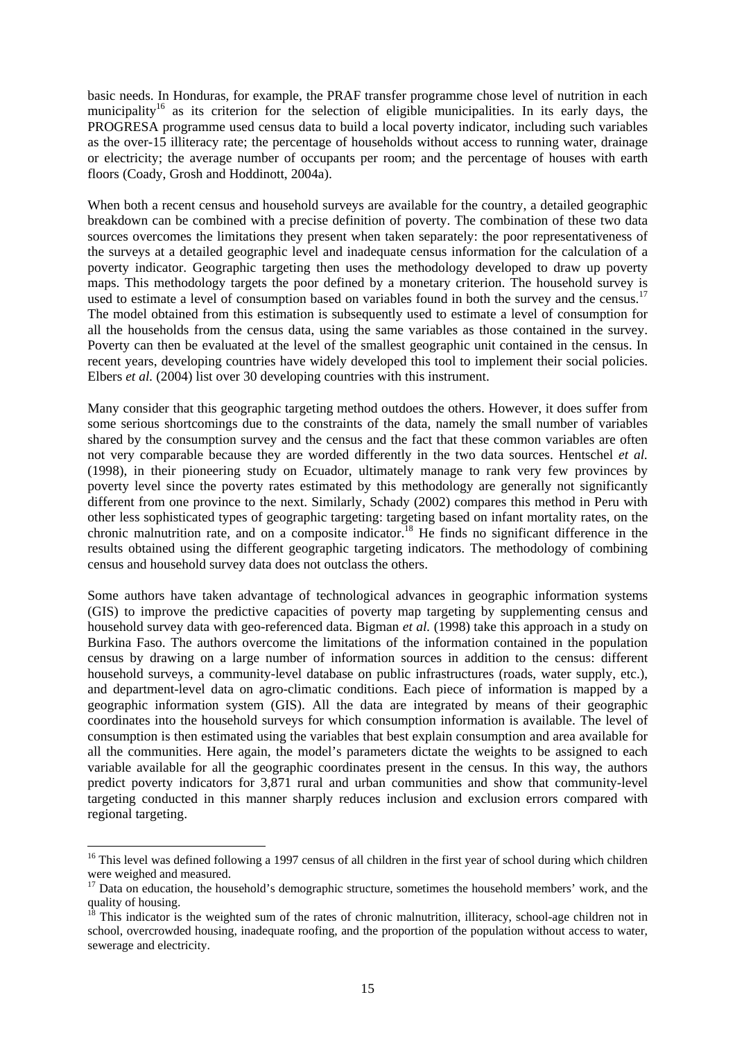basic needs. In Honduras, for example, the PRAF transfer programme chose level of nutrition in each municipality[16] as its criterion for the selection of eligible municipalities. In its early days, the PROGRESA programme used census data to build a local poverty indicator, including such variables as the over-15 illiteracy rate; the percentage of households without access to running water, drainage or electricity; the average number of occupants per room; and the percentage of houses with earth floors (Coady, Grosh and Hoddinott, 2004a).

When both a recent census and household surveys are available for the country, a detailed geographic breakdown can be combined with a precise definition of poverty. The combination of these two data sources overcomes the limitations they present when taken separately: the poor representativeness of the surveys at a detailed geographic level and inadequate census information for the calculation of a poverty indicator. Geographic targeting then uses the methodology developed to draw up poverty maps. This methodology targets the poor defined by a monetary criterion. The household survey is used to estimate a level of consumption based on variables found in both the survey and the census.[17] The model obtained from this estimation is subsequently used to estimate a level of consumption for all the households from the census data, using the same variables as those contained in the survey. Poverty can then be evaluated at the level of the smallest geographic unit contained in the census. In recent years, developing countries have widely developed this tool to implement their social policies. Elbers *et al.* (2004) list over 30 developing countries with this instrument.

Many consider that this geographic targeting method outdoes the others. However, it does suffer from some serious shortcomings due to the constraints of the data, namely the small number of variables shared by the consumption survey and the census and the fact that these common variables are often not very comparable because they are worded differently in the two data sources. Hentschel *et al.* (1998), in their pioneering study on Ecuador, ultimately manage to rank very few provinces by poverty level since the poverty rates estimated by this methodology are generally not significantly different from one province to the next. Similarly, Schady (2002) compares this method in Peru with other less sophisticated types of geographic targeting: targeting based on infant mortality rates, on the chronic malnutrition rate, and on a composite indicator.[18] He finds no significant difference in the results obtained using the different geographic targeting indicators. The methodology of combining census and household survey data does not outclass the others.

Some authors have taken advantage of technological advances in geographic information systems (GIS) to improve the predictive capacities of poverty map targeting by supplementing census and household survey data with geo-referenced data. Bigman *et al.* (1998) take this approach in a study on Burkina Faso. The authors overcome the limitations of the information contained in the population census by drawing on a large number of information sources in addition to the census: different household surveys, a community-level database on public infrastructures (roads, water supply, etc.), and department-level data on agro-climatic conditions. Each piece of information is mapped by a geographic information system (GIS). All the data are integrated by means of their geographic coordinates into the household surveys for which consumption information is available. The level of consumption is then estimated using the variables that best explain consumption and area available for all the communities. Here again, the model's parameters dictate the weights to be assigned to each variable available for all the geographic coordinates present in the census. In this way, the authors predict poverty indicators for 3,871 rural and urban communities and show that community-level targeting conducted in this manner sharply reduces inclusion and exclusion errors compared with regional targeting.

---

[16] This level was defined following a 1997 census of all children in the first year of school during which children were weighed and measured.

[17] Data on education, the household's demographic structure, sometimes the household members' work, and the quality of housing.

[18] This indicator is the weighted sum of the rates of chronic malnutrition, illiteracy, school-age children not in school, overcrowded housing, inadequate roofing, and the proportion of the population without access to water, sewerage and electricity.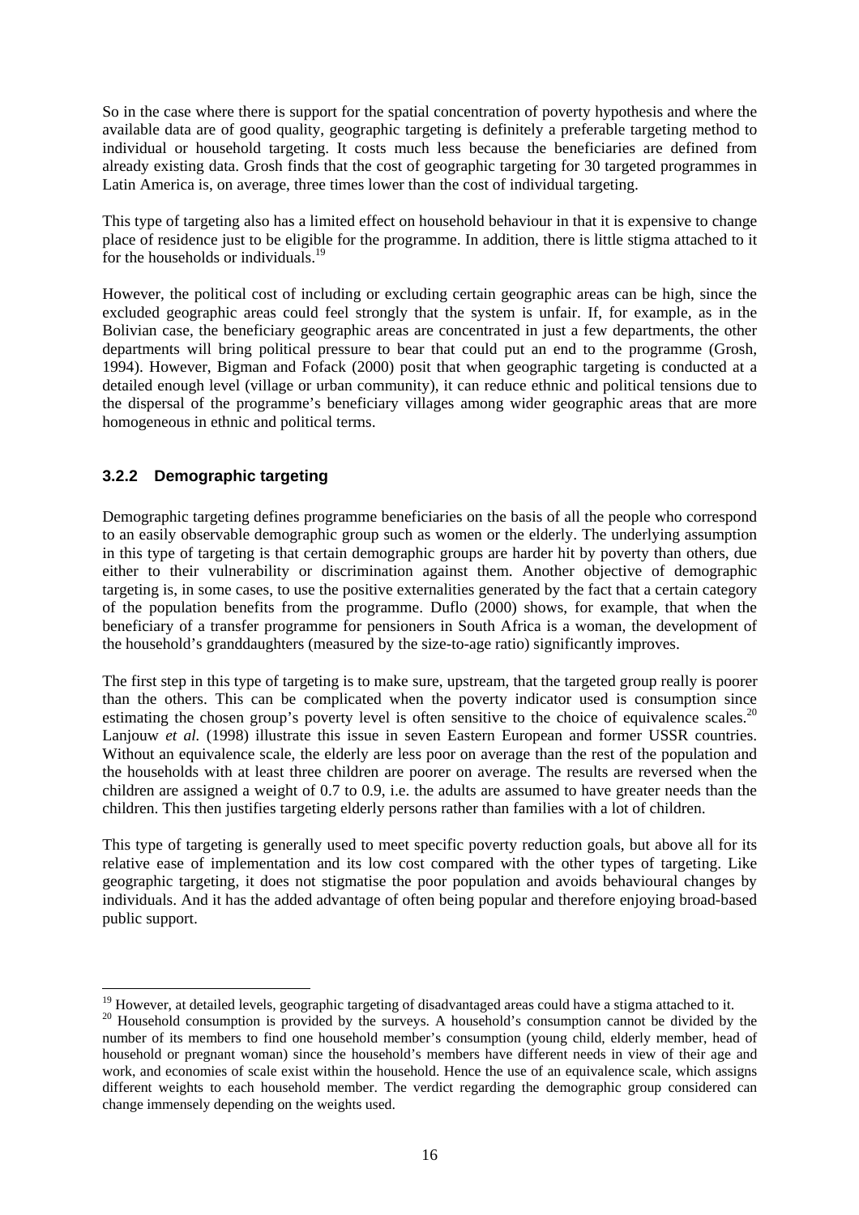So in the case where there is support for the spatial concentration of poverty hypothesis and where the available data are of good quality, geographic targeting is definitely a preferable targeting method to individual or household targeting. It costs much less because the beneficiaries are defined from already existing data. Grosh finds that the cost of geographic targeting for 30 targeted programmes in Latin America is, on average, three times lower than the cost of individual targeting.

This type of targeting also has a limited effect on household behaviour in that it is expensive to change place of residence just to be eligible for the programme. In addition, there is little stigma attached to it for the households or individuals.[19]

However, the political cost of including or excluding certain geographic areas can be high, since the excluded geographic areas could feel strongly that the system is unfair. If, for example, as in the Bolivian case, the beneficiary geographic areas are concentrated in just a few departments, the other departments will bring political pressure to bear that could put an end to the programme (Grosh, 1994). However, Bigman and Fofack (2000) posit that when geographic targeting is conducted at a detailed enough level (village or urban community), it can reduce ethnic and political tensions due to the dispersal of the programme's beneficiary villages among wider geographic areas that are more homogeneous in ethnic and political terms.

### 3.2.2 Demographic targeting

Demographic targeting defines programme beneficiaries on the basis of all the people who correspond to an easily observable demographic group such as women or the elderly. The underlying assumption in this type of targeting is that certain demographic groups are harder hit by poverty than others, due either to their vulnerability or discrimination against them. Another objective of demographic targeting is, in some cases, to use the positive externalities generated by the fact that a certain category of the population benefits from the programme. Duflo (2000) shows, for example, that when the beneficiary of a transfer programme for pensioners in South Africa is a woman, the development of the household's granddaughters (measured by the size-to-age ratio) significantly improves.

The first step in this type of targeting is to make sure, upstream, that the targeted group really is poorer than the others. This can be complicated when the poverty indicator used is consumption since estimating the chosen group's poverty level is often sensitive to the choice of equivalence scales.[20] Lanjouw *et al.* (1998) illustrate this issue in seven Eastern European and former USSR countries. Without an equivalence scale, the elderly are less poor on average than the rest of the population and the households with at least three children are poorer on average. The results are reversed when the children are assigned a weight of 0.7 to 0.9, i.e. the adults are assumed to have greater needs than the children. This then justifies targeting elderly persons rather than families with a lot of children.

This type of targeting is generally used to meet specific poverty reduction goals, but above all for its relative ease of implementation and its low cost compared with the other types of targeting. Like geographic targeting, it does not stigmatise the poor population and avoids behavioural changes by individuals. And it has the added advantage of often being popular and therefore enjoying broad-based public support.

[19] However, at detailed levels, geographic targeting of disadvantaged areas could have a stigma attached to it.

[20] Household consumption is provided by the surveys. A household's consumption cannot be divided by the number of its members to find one household member's consumption (young child, elderly member, head of household or pregnant woman) since the household's members have different needs in view of their age and work, and economies of scale exist within the household. Hence the use of an equivalence scale, which assigns different weights to each household member. The verdict regarding the demographic group considered can change immensely depending on the weights used.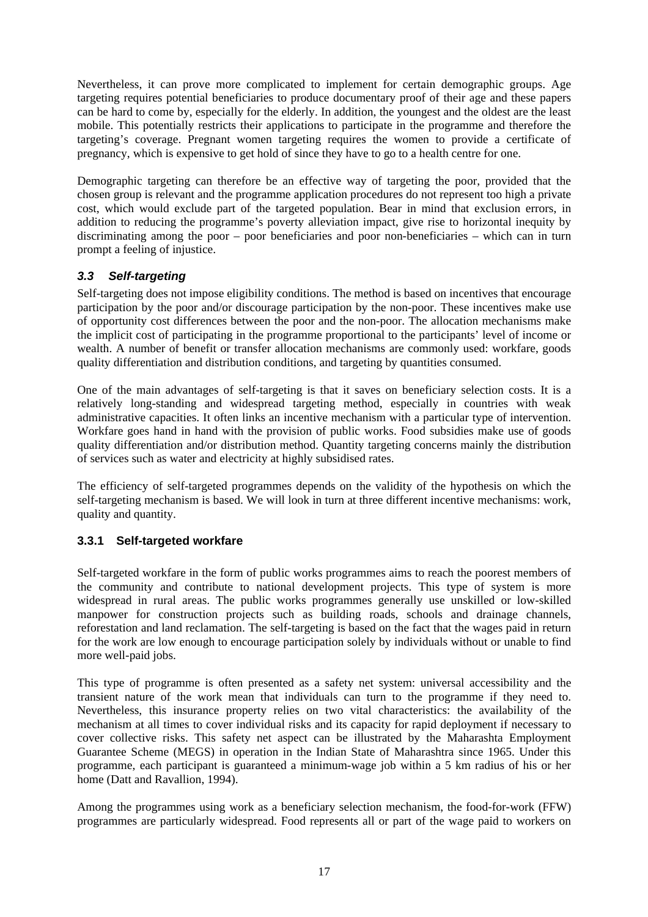Nevertheless, it can prove more complicated to implement for certain demographic groups. Age targeting requires potential beneficiaries to produce documentary proof of their age and these papers can be hard to come by, especially for the elderly. In addition, the youngest and the oldest are the least mobile. This potentially restricts their applications to participate in the programme and therefore the targeting's coverage. Pregnant women targeting requires the women to provide a certificate of pregnancy, which is expensive to get hold of since they have to go to a health centre for one.

Demographic targeting can therefore be an effective way of targeting the poor, provided that the chosen group is relevant and the programme application procedures do not represent too high a private cost, which would exclude part of the targeted population. Bear in mind that exclusion errors, in addition to reducing the programme's poverty alleviation impact, give rise to horizontal inequity by discriminating among the poor – poor beneficiaries and poor non-beneficiaries – which can in turn prompt a feeling of injustice.

### *3.3 Self-targeting*

Self-targeting does not impose eligibility conditions. The method is based on incentives that encourage participation by the poor and/or discourage participation by the non-poor. These incentives make use of opportunity cost differences between the poor and the non-poor. The allocation mechanisms make the implicit cost of participating in the programme proportional to the participants' level of income or wealth. A number of benefit or transfer allocation mechanisms are commonly used: workfare, goods quality differentiation and distribution conditions, and targeting by quantities consumed.

One of the main advantages of self-targeting is that it saves on beneficiary selection costs. It is a relatively long-standing and widespread targeting method, especially in countries with weak administrative capacities. It often links an incentive mechanism with a particular type of intervention. Workfare goes hand in hand with the provision of public works. Food subsidies make use of goods quality differentiation and/or distribution method. Quantity targeting concerns mainly the distribution of services such as water and electricity at highly subsidised rates.

The efficiency of self-targeted programmes depends on the validity of the hypothesis on which the self-targeting mechanism is based. We will look in turn at three different incentive mechanisms: work, quality and quantity.

#### 3.3.1 Self-targeted workfare

Self-targeted workfare in the form of public works programmes aims to reach the poorest members of the community and contribute to national development projects. This type of system is more widespread in rural areas. The public works programmes generally use unskilled or low-skilled manpower for construction projects such as building roads, schools and drainage channels, reforestation and land reclamation. The self-targeting is based on the fact that the wages paid in return for the work are low enough to encourage participation solely by individuals without or unable to find more well-paid jobs.

This type of programme is often presented as a safety net system: universal accessibility and the transient nature of the work mean that individuals can turn to the programme if they need to. Nevertheless, this insurance property relies on two vital characteristics: the availability of the mechanism at all times to cover individual risks and its capacity for rapid deployment if necessary to cover collective risks. This safety net aspect can be illustrated by the Maharashta Employment Guarantee Scheme (MEGS) in operation in the Indian State of Maharashtra since 1965. Under this programme, each participant is guaranteed a minimum-wage job within a 5 km radius of his or her home (Datt and Ravallion, 1994).

Among the programmes using work as a beneficiary selection mechanism, the food-for-work (FFW) programmes are particularly widespread. Food represents all or part of the wage paid to workers on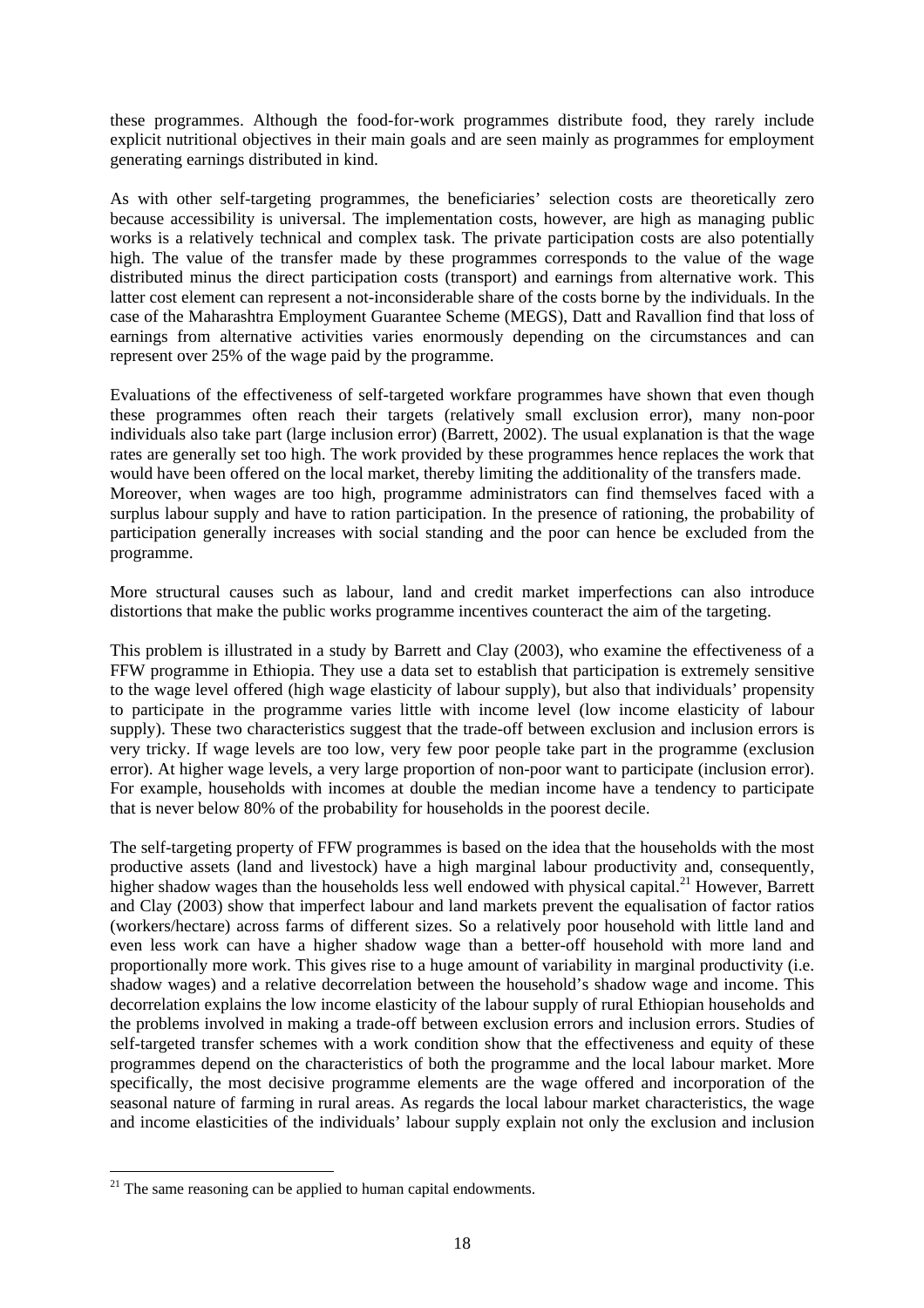these programmes. Although the food-for-work programmes distribute food, they rarely include explicit nutritional objectives in their main goals and are seen mainly as programmes for employment generating earnings distributed in kind.

As with other self-targeting programmes, the beneficiaries' selection costs are theoretically zero because accessibility is universal. The implementation costs, however, are high as managing public works is a relatively technical and complex task. The private participation costs are also potentially high. The value of the transfer made by these programmes corresponds to the value of the wage distributed minus the direct participation costs (transport) and earnings from alternative work. This latter cost element can represent a not-inconsiderable share of the costs borne by the individuals. In the case of the Maharashtra Employment Guarantee Scheme (MEGS), Datt and Ravallion find that loss of earnings from alternative activities varies enormously depending on the circumstances and can represent over 25% of the wage paid by the programme.

Evaluations of the effectiveness of self-targeted workfare programmes have shown that even though these programmes often reach their targets (relatively small exclusion error), many non-poor individuals also take part (large inclusion error) (Barrett, 2002). The usual explanation is that the wage rates are generally set too high. The work provided by these programmes hence replaces the work that would have been offered on the local market, thereby limiting the additionality of the transfers made. Moreover, when wages are too high, programme administrators can find themselves faced with a surplus labour supply and have to ration participation. In the presence of rationing, the probability of participation generally increases with social standing and the poor can hence be excluded from the programme.

More structural causes such as labour, land and credit market imperfections can also introduce distortions that make the public works programme incentives counteract the aim of the targeting.

This problem is illustrated in a study by Barrett and Clay (2003), who examine the effectiveness of a FFW programme in Ethiopia. They use a data set to establish that participation is extremely sensitive to the wage level offered (high wage elasticity of labour supply), but also that individuals' propensity to participate in the programme varies little with income level (low income elasticity of labour supply). These two characteristics suggest that the trade-off between exclusion and inclusion errors is very tricky. If wage levels are too low, very few poor people take part in the programme (exclusion error). At higher wage levels, a very large proportion of non-poor want to participate (inclusion error). For example, households with incomes at double the median income have a tendency to participate that is never below 80% of the probability for households in the poorest decile.

The self-targeting property of FFW programmes is based on the idea that the households with the most productive assets (land and livestock) have a high marginal labour productivity and, consequently, higher shadow wages than the households less well endowed with physical capital.[21] However, Barrett and Clay (2003) show that imperfect labour and land markets prevent the equalisation of factor ratios (workers/hectare) across farms of different sizes. So a relatively poor household with little land and even less work can have a higher shadow wage than a better-off household with more land and proportionally more work. This gives rise to a huge amount of variability in marginal productivity (i.e. shadow wages) and a relative decorrelation between the household's shadow wage and income. This decorrelation explains the low income elasticity of the labour supply of rural Ethiopian households and the problems involved in making a trade-off between exclusion errors and inclusion errors. Studies of self-targeted transfer schemes with a work condition show that the effectiveness and equity of these programmes depend on the characteristics of both the programme and the local labour market. More specifically, the most decisive programme elements are the wage offered and incorporation of the seasonal nature of farming in rural areas. As regards the local labour market characteristics, the wage and income elasticities of the individuals' labour supply explain not only the exclusion and inclusion

[21] The same reasoning can be applied to human capital endowments.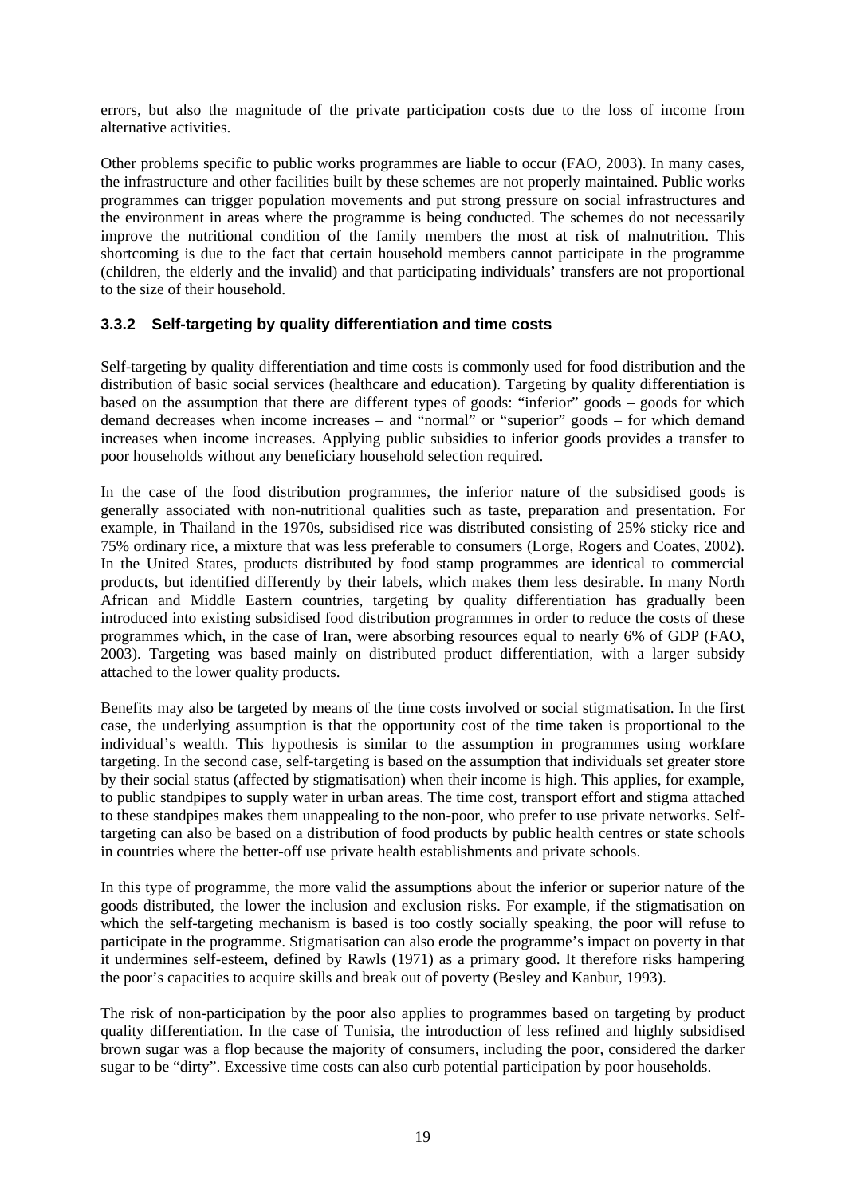errors, but also the magnitude of the private participation costs due to the loss of income from alternative activities.

Other problems specific to public works programmes are liable to occur (FAO, 2003). In many cases, the infrastructure and other facilities built by these schemes are not properly maintained. Public works programmes can trigger population movements and put strong pressure on social infrastructures and the environment in areas where the programme is being conducted. The schemes do not necessarily improve the nutritional condition of the family members the most at risk of malnutrition. This shortcoming is due to the fact that certain household members cannot participate in the programme (children, the elderly and the invalid) and that participating individuals' transfers are not proportional to the size of their household.

### 3.3.2 Self-targeting by quality differentiation and time costs

Self-targeting by quality differentiation and time costs is commonly used for food distribution and the distribution of basic social services (healthcare and education). Targeting by quality differentiation is based on the assumption that there are different types of goods: "inferior" goods – goods for which demand decreases when income increases – and "normal" or "superior" goods – for which demand increases when income increases. Applying public subsidies to inferior goods provides a transfer to poor households without any beneficiary household selection required.

In the case of the food distribution programmes, the inferior nature of the subsidised goods is generally associated with non-nutritional qualities such as taste, preparation and presentation. For example, in Thailand in the 1970s, subsidised rice was distributed consisting of 25% sticky rice and 75% ordinary rice, a mixture that was less preferable to consumers (Lorge, Rogers and Coates, 2002). In the United States, products distributed by food stamp programmes are identical to commercial products, but identified differently by their labels, which makes them less desirable. In many North African and Middle Eastern countries, targeting by quality differentiation has gradually been introduced into existing subsidised food distribution programmes in order to reduce the costs of these programmes which, in the case of Iran, were absorbing resources equal to nearly 6% of GDP (FAO, 2003). Targeting was based mainly on distributed product differentiation, with a larger subsidy attached to the lower quality products.

Benefits may also be targeted by means of the time costs involved or social stigmatisation. In the first case, the underlying assumption is that the opportunity cost of the time taken is proportional to the individual's wealth. This hypothesis is similar to the assumption in programmes using workfare targeting. In the second case, self-targeting is based on the assumption that individuals set greater store by their social status (affected by stigmatisation) when their income is high. This applies, for example, to public standpipes to supply water in urban areas. The time cost, transport effort and stigma attached to these standpipes makes them unappealing to the non-poor, who prefer to use private networks. Self-targeting can also be based on a distribution of food products by public health centres or state schools in countries where the better-off use private health establishments and private schools.

In this type of programme, the more valid the assumptions about the inferior or superior nature of the goods distributed, the lower the inclusion and exclusion risks. For example, if the stigmatisation on which the self-targeting mechanism is based is too costly socially speaking, the poor will refuse to participate in the programme. Stigmatisation can also erode the programme's impact on poverty in that it undermines self-esteem, defined by Rawls (1971) as a primary good. It therefore risks hampering the poor's capacities to acquire skills and break out of poverty (Besley and Kanbur, 1993).

The risk of non-participation by the poor also applies to programmes based on targeting by product quality differentiation. In the case of Tunisia, the introduction of less refined and highly subsidised brown sugar was a flop because the majority of consumers, including the poor, considered the darker sugar to be "dirty". Excessive time costs can also curb potential participation by poor households.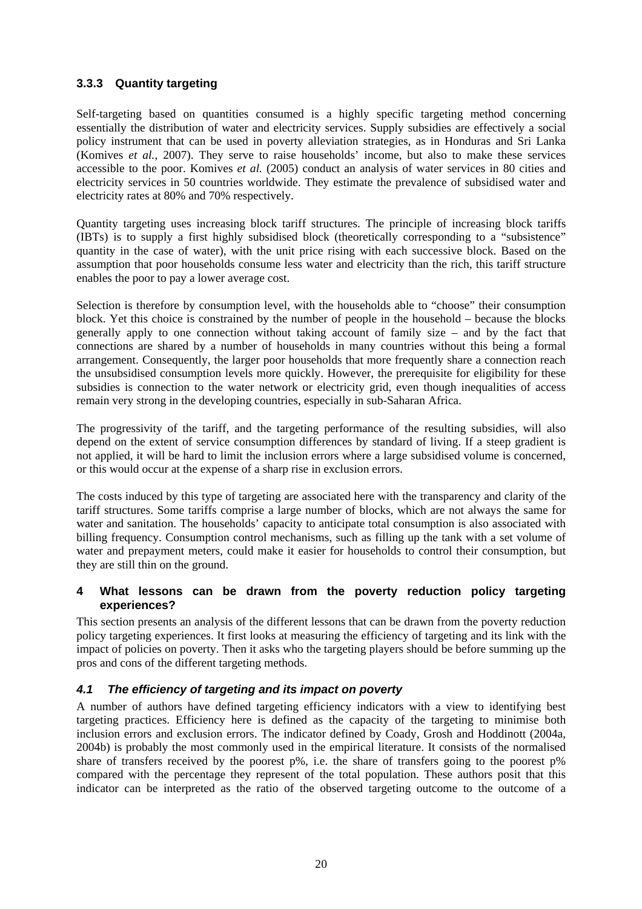### 3.3.3 Quantity targeting

Self-targeting based on quantities consumed is a highly specific targeting method concerning essentially the distribution of water and electricity services. Supply subsidies are effectively a social policy instrument that can be used in poverty alleviation strategies, as in Honduras and Sri Lanka (Komives *et al.*, 2007). They serve to raise households' income, but also to make these services accessible to the poor. Komives *et al.* (2005) conduct an analysis of water services in 80 cities and electricity services in 50 countries worldwide. They estimate the prevalence of subsidised water and electricity rates at 80% and 70% respectively.

Quantity targeting uses increasing block tariff structures. The principle of increasing block tariffs (IBTs) is to supply a first highly subsidised block (theoretically corresponding to a "subsistence" quantity in the case of water), with the unit price rising with each successive block. Based on the assumption that poor households consume less water and electricity than the rich, this tariff structure enables the poor to pay a lower average cost.

Selection is therefore by consumption level, with the households able to "choose" their consumption block. Yet this choice is constrained by the number of people in the household – because the blocks generally apply to one connection without taking account of family size – and by the fact that connections are shared by a number of households in many countries without this being a formal arrangement. Consequently, the larger poor households that more frequently share a connection reach the unsubsidised consumption levels more quickly. However, the prerequisite for eligibility for these subsidies is connection to the water network or electricity grid, even though inequalities of access remain very strong in the developing countries, especially in sub-Saharan Africa.

The progressivity of the tariff, and the targeting performance of the resulting subsidies, will also depend on the extent of service consumption differences by standard of living. If a steep gradient is not applied, it will be hard to limit the inclusion errors where a large subsidised volume is concerned, or this would occur at the expense of a sharp rise in exclusion errors.

The costs induced by this type of targeting are associated here with the transparency and clarity of the tariff structures. Some tariffs comprise a large number of blocks, which are not always the same for water and sanitation. The households' capacity to anticipate total consumption is also associated with billing frequency. Consumption control mechanisms, such as filling up the tank with a set volume of water and prepayment meters, could make it easier for households to control their consumption, but they are still thin on the ground.

# 4 What lessons can be drawn from the poverty reduction policy targeting experiences?

This section presents an analysis of the different lessons that can be drawn from the poverty reduction policy targeting experiences. It first looks at measuring the efficiency of targeting and its link with the impact of policies on poverty. Then it asks who the targeting players should be before summing up the pros and cons of the different targeting methods.

## *4.1 The efficiency of targeting and its impact on poverty*

A number of authors have defined targeting efficiency indicators with a view to identifying best targeting practices. Efficiency here is defined as the capacity of the targeting to minimise both inclusion errors and exclusion errors. The indicator defined by Coady, Grosh and Hoddinott (2004a, 2004b) is probably the most commonly used in the empirical literature. It consists of the normalised share of transfers received by the poorest p%, i.e. the share of transfers going to the poorest p% compared with the percentage they represent of the total population. These authors posit that this indicator can be interpreted as the ratio of the observed targeting outcome to the outcome of a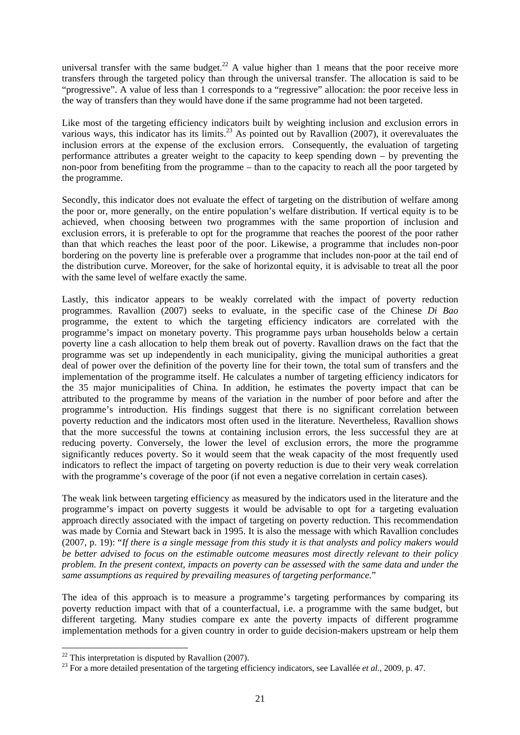universal transfer with the same budget.[22] A value higher than 1 means that the poor receive more transfers through the targeted policy than through the universal transfer. The allocation is said to be "progressive". A value of less than 1 corresponds to a "regressive" allocation: the poor receive less in the way of transfers than they would have done if the same programme had not been targeted.

Like most of the targeting efficiency indicators built by weighting inclusion and exclusion errors in various ways, this indicator has its limits.[23] As pointed out by Ravallion (2007), it overevaluates the inclusion errors at the expense of the exclusion errors. Consequently, the evaluation of targeting performance attributes a greater weight to the capacity to keep spending down – by preventing the non-poor from benefiting from the programme – than to the capacity to reach all the poor targeted by the programme.

Secondly, this indicator does not evaluate the effect of targeting on the distribution of welfare among the poor or, more generally, on the entire population's welfare distribution. If vertical equity is to be achieved, when choosing between two programmes with the same proportion of inclusion and exclusion errors, it is preferable to opt for the programme that reaches the poorest of the poor rather than that which reaches the least poor of the poor. Likewise, a programme that includes non-poor bordering on the poverty line is preferable over a programme that includes non-poor at the tail end of the distribution curve. Moreover, for the sake of horizontal equity, it is advisable to treat all the poor with the same level of welfare exactly the same.

Lastly, this indicator appears to be weakly correlated with the impact of poverty reduction programmes. Ravallion (2007) seeks to evaluate, in the specific case of the Chinese *Di Bao* programme, the extent to which the targeting efficiency indicators are correlated with the programme's impact on monetary poverty. This programme pays urban households below a certain poverty line a cash allocation to help them break out of poverty. Ravallion draws on the fact that the programme was set up independently in each municipality, giving the municipal authorities a great deal of power over the definition of the poverty line for their town, the total sum of transfers and the implementation of the programme itself. He calculates a number of targeting efficiency indicators for the 35 major municipalities of China. In addition, he estimates the poverty impact that can be attributed to the programme by means of the variation in the number of poor before and after the programme's introduction. His findings suggest that there is no significant correlation between poverty reduction and the indicators most often used in the literature. Nevertheless, Ravallion shows that the more successful the towns at containing inclusion errors, the less successful they are at reducing poverty. Conversely, the lower the level of exclusion errors, the more the programme significantly reduces poverty. So it would seem that the weak capacity of the most frequently used indicators to reflect the impact of targeting on poverty reduction is due to their very weak correlation with the programme's coverage of the poor (if not even a negative correlation in certain cases).

The weak link between targeting efficiency as measured by the indicators used in the literature and the programme's impact on poverty suggests it would be advisable to opt for a targeting evaluation approach directly associated with the impact of targeting on poverty reduction. This recommendation was made by Cornia and Stewart back in 1995. It is also the message with which Ravallion concludes (2007, p. 19): "*If there is a single message from this study it is that analysts and policy makers would be better advised to focus on the estimable outcome measures most directly relevant to their policy problem. In the present context, impacts on poverty can be assessed with the same data and under the same assumptions as required by prevailing measures of targeting performance.*"

The idea of this approach is to measure a programme's targeting performances by comparing its poverty reduction impact with that of a counterfactual, i.e. a programme with the same budget, but different targeting. Many studies compare ex ante the poverty impacts of different programme implementation methods for a given country in order to guide decision-makers upstream or help them

[22] This interpretation is disputed by Ravallion (2007).

[23] For a more detailed presentation of the targeting efficiency indicators, see Lavallée *et al.*, 2009, p. 47.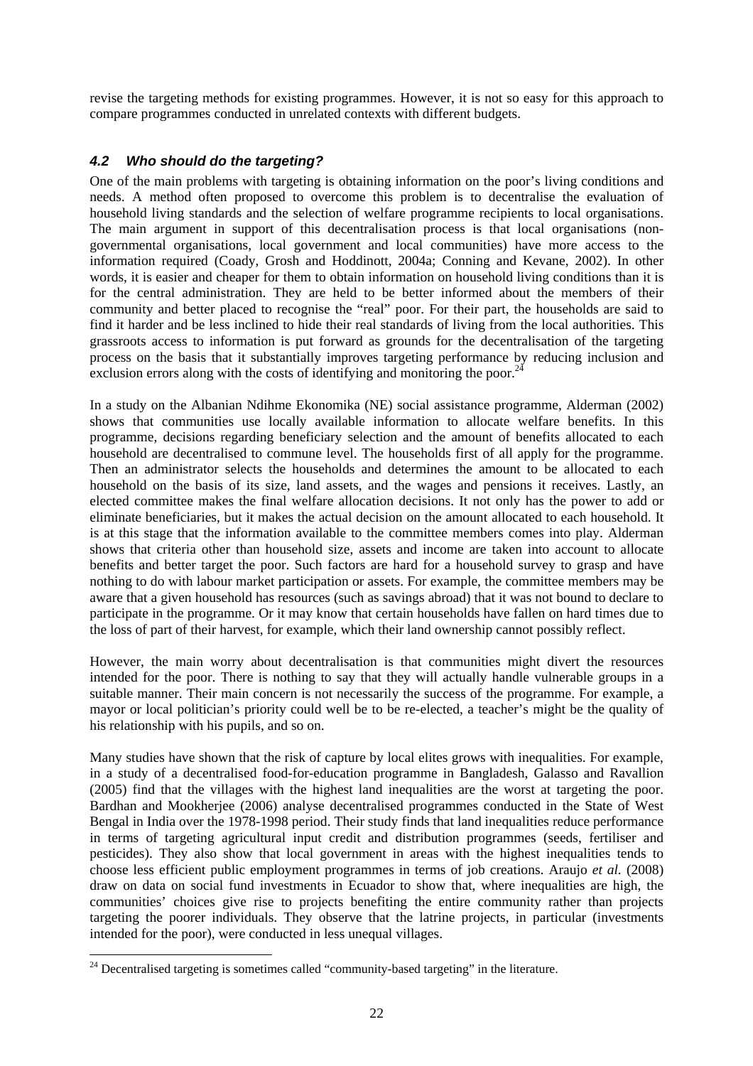revise the targeting methods for existing programmes. However, it is not so easy for this approach to compare programmes conducted in unrelated contexts with different budgets.

### *4.2 Who should do the targeting?*

One of the main problems with targeting is obtaining information on the poor's living conditions and needs. A method often proposed to overcome this problem is to decentralise the evaluation of household living standards and the selection of welfare programme recipients to local organisations. The main argument in support of this decentralisation process is that local organisations (non-governmental organisations, local government and local communities) have more access to the information required (Coady, Grosh and Hoddinott, 2004a; Conning and Kevane, 2002). In other words, it is easier and cheaper for them to obtain information on household living conditions than it is for the central administration. They are held to be better informed about the members of their community and better placed to recognise the "real" poor. For their part, the households are said to find it harder and be less inclined to hide their real standards of living from the local authorities. This grassroots access to information is put forward as grounds for the decentralisation of the targeting process on the basis that it substantially improves targeting performance by reducing inclusion and exclusion errors along with the costs of identifying and monitoring the poor.[24]

In a study on the Albanian Ndihme Ekonomika (NE) social assistance programme, Alderman (2002) shows that communities use locally available information to allocate welfare benefits. In this programme, decisions regarding beneficiary selection and the amount of benefits allocated to each household are decentralised to commune level. The households first of all apply for the programme. Then an administrator selects the households and determines the amount to be allocated to each household on the basis of its size, land assets, and the wages and pensions it receives. Lastly, an elected committee makes the final welfare allocation decisions. It not only has the power to add or eliminate beneficiaries, but it makes the actual decision on the amount allocated to each household. It is at this stage that the information available to the committee members comes into play. Alderman shows that criteria other than household size, assets and income are taken into account to allocate benefits and better target the poor. Such factors are hard for a household survey to grasp and have nothing to do with labour market participation or assets. For example, the committee members may be aware that a given household has resources (such as savings abroad) that it was not bound to declare to participate in the programme. Or it may know that certain households have fallen on hard times due to the loss of part of their harvest, for example, which their land ownership cannot possibly reflect.

However, the main worry about decentralisation is that communities might divert the resources intended for the poor. There is nothing to say that they will actually handle vulnerable groups in a suitable manner. Their main concern is not necessarily the success of the programme. For example, a mayor or local politician's priority could well be to be re-elected, a teacher's might be the quality of his relationship with his pupils, and so on.

Many studies have shown that the risk of capture by local elites grows with inequalities. For example, in a study of a decentralised food-for-education programme in Bangladesh, Galasso and Ravallion (2005) find that the villages with the highest land inequalities are the worst at targeting the poor. Bardhan and Mookherjee (2006) analyse decentralised programmes conducted in the State of West Bengal in India over the 1978-1998 period. Their study finds that land inequalities reduce performance in terms of targeting agricultural input credit and distribution programmes (seeds, fertiliser and pesticides). They also show that local government in areas with the highest inequalities tends to choose less efficient public employment programmes in terms of job creations. Araujo *et al.* (2008) draw on data on social fund investments in Ecuador to show that, where inequalities are high, the communities' choices give rise to projects benefiting the entire community rather than projects targeting the poorer individuals. They observe that the latrine projects, in particular (investments intended for the poor), were conducted in less unequal villages.

---

[24] Decentralised targeting is sometimes called "community-based targeting" in the literature.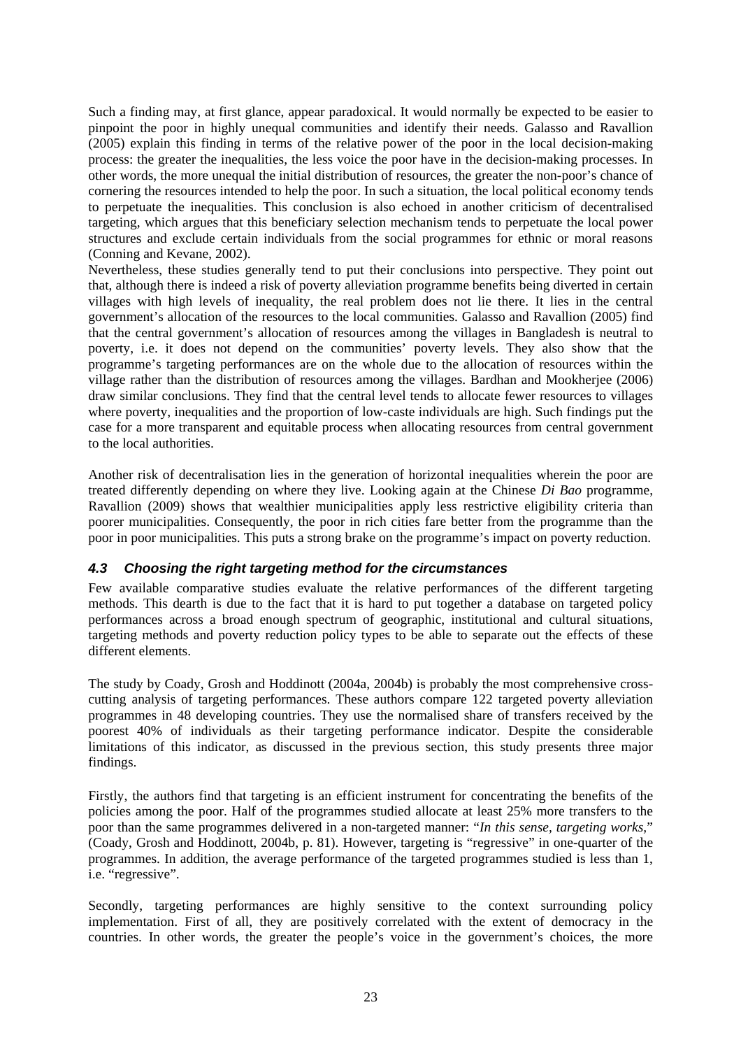Such a finding may, at first glance, appear paradoxical. It would normally be expected to be easier to pinpoint the poor in highly unequal communities and identify their needs. Galasso and Ravallion (2005) explain this finding in terms of the relative power of the poor in the local decision-making process: the greater the inequalities, the less voice the poor have in the decision-making processes. In other words, the more unequal the initial distribution of resources, the greater the non-poor's chance of cornering the resources intended to help the poor. In such a situation, the local political economy tends to perpetuate the inequalities. This conclusion is also echoed in another criticism of decentralised targeting, which argues that this beneficiary selection mechanism tends to perpetuate the local power structures and exclude certain individuals from the social programmes for ethnic or moral reasons (Conning and Kevane, 2002).

Nevertheless, these studies generally tend to put their conclusions into perspective. They point out that, although there is indeed a risk of poverty alleviation programme benefits being diverted in certain villages with high levels of inequality, the real problem does not lie there. It lies in the central government's allocation of the resources to the local communities. Galasso and Ravallion (2005) find that the central government's allocation of resources among the villages in Bangladesh is neutral to poverty, i.e. it does not depend on the communities' poverty levels. They also show that the programme's targeting performances are on the whole due to the allocation of resources within the village rather than the distribution of resources among the villages. Bardhan and Mookherjee (2006) draw similar conclusions. They find that the central level tends to allocate fewer resources to villages where poverty, inequalities and the proportion of low-caste individuals are high. Such findings put the case for a more transparent and equitable process when allocating resources from central government to the local authorities.

Another risk of decentralisation lies in the generation of horizontal inequalities wherein the poor are treated differently depending on where they live. Looking again at the Chinese *Di Bao* programme, Ravallion (2009) shows that wealthier municipalities apply less restrictive eligibility criteria than poorer municipalities. Consequently, the poor in rich cities fare better from the programme than the poor in poor municipalities. This puts a strong brake on the programme's impact on poverty reduction.

### *4.3 Choosing the right targeting method for the circumstances*

Few available comparative studies evaluate the relative performances of the different targeting methods. This dearth is due to the fact that it is hard to put together a database on targeted policy performances across a broad enough spectrum of geographic, institutional and cultural situations, targeting methods and poverty reduction policy types to be able to separate out the effects of these different elements.

The study by Coady, Grosh and Hoddinott (2004a, 2004b) is probably the most comprehensive cross-cutting analysis of targeting performances. These authors compare 122 targeted poverty alleviation programmes in 48 developing countries. They use the normalised share of transfers received by the poorest 40% of individuals as their targeting performance indicator. Despite the considerable limitations of this indicator, as discussed in the previous section, this study presents three major findings.

Firstly, the authors find that targeting is an efficient instrument for concentrating the benefits of the policies among the poor. Half of the programmes studied allocate at least 25% more transfers to the poor than the same programmes delivered in a non-targeted manner: "*In this sense, targeting works*," (Coady, Grosh and Hoddinott, 2004b, p. 81). However, targeting is "regressive" in one-quarter of the programmes. In addition, the average performance of the targeted programmes studied is less than 1, i.e. "regressive".

Secondly, targeting performances are highly sensitive to the context surrounding policy implementation. First of all, they are positively correlated with the extent of democracy in the countries. In other words, the greater the people's voice in the government's choices, the more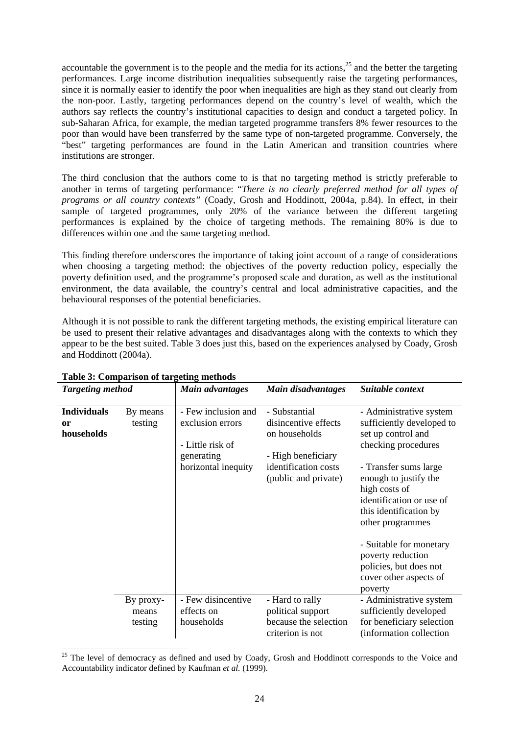accountable the government is to the people and the media for its actions,[25] and the better the targeting performances. Large income distribution inequalities subsequently raise the targeting performances, since it is normally easier to identify the poor when inequalities are high as they stand out clearly from the non-poor. Lastly, targeting performances depend on the country's level of wealth, which the authors say reflects the country's institutional capacities to design and conduct a targeted policy. In sub-Saharan Africa, for example, the median targeted programme transfers 8% fewer resources to the poor than would have been transferred by the same type of non-targeted programme. Conversely, the "best" targeting performances are found in the Latin American and transition countries where institutions are stronger.

The third conclusion that the authors come to is that no targeting method is strictly preferable to another in terms of targeting performance: "*There is no clearly preferred method for all types of programs or all country contexts"* (Coady, Grosh and Hoddinott, 2004a, p.84). In effect, in their sample of targeted programmes, only 20% of the variance between the different targeting performances is explained by the choice of targeting methods. The remaining 80% is due to differences within one and the same targeting method.

This finding therefore underscores the importance of taking joint account of a range of considerations when choosing a targeting method: the objectives of the poverty reduction policy, especially the poverty definition used, and the programme's proposed scale and duration, as well as the institutional environment, the data available, the country's central and local administrative capacities, and the behavioural responses of the potential beneficiaries.

Although it is not possible to rank the different targeting methods, the existing empirical literature can be used to present their relative advantages and disadvantages along with the contexts to which they appear to be the best suited. Table 3 does just this, based on the experiences analysed by Coady, Grosh and Hoddinott (2004a).

**Table 3: Comparison of targeting methods**

| *Targeting method* | | *Main advantages* | *Main disadvantages* | *Suitable context* |
|---|---|---|---|---|
| **Individuals or households** | By means testing | - Few inclusion and exclusion errors<br><br>- Little risk of generating horizontal inequity | - Substantial disincentive effects on households<br><br>- High beneficiary identification costs (public and private) | - Administrative system sufficiently developed to set up control and checking procedures<br><br>- Transfer sums large enough to justify the high costs of identification or use of this identification by other programmes<br><br>- Suitable for monetary poverty reduction policies, but does not cover other aspects of poverty |
| | By proxy-means testing | - Few disincentive effects on households | - Hard to rally political support because the selection criterion is not | - Administrative system sufficiently developed for beneficiary selection (information collection |

[25] The level of democracy as defined and used by Coady, Grosh and Hoddinott corresponds to the Voice and Accountability indicator defined by Kaufman *et al.* (1999).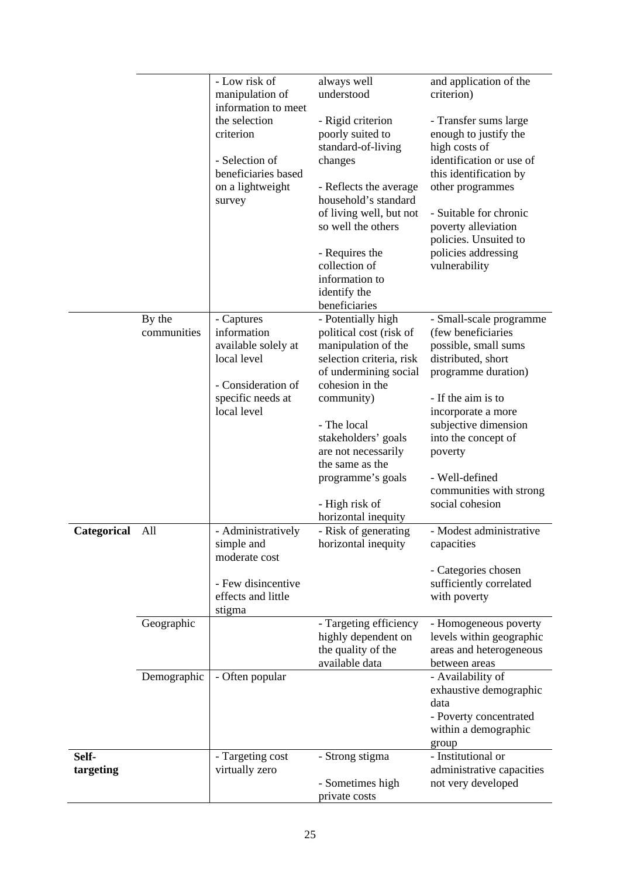| | | | | |
|---|---|---|---|---|
| | | - Low risk of manipulation of information to meet the selection criterion<br><br>- Selection of beneficiaries based on a lightweight survey | always well understood<br><br>- Rigid criterion poorly suited to standard-of-living changes<br><br>- Reflects the average household's standard of living well, but not so well the others<br><br>- Requires the collection of information to identify the beneficiaries | and application of the criterion)<br><br>- Transfer sums large enough to justify the high costs of identification or use of this identification by other programmes<br><br>- Suitable for chronic poverty alleviation policies. Unsuited to policies addressing vulnerability |
| | By the communities | - Captures information available solely at local level<br><br>- Consideration of specific needs at local level | - Potentially high political cost (risk of manipulation of the selection criteria, risk of undermining social cohesion in the community)<br><br>- The local stakeholders' goals are not necessarily the same as the programme's goals<br><br>- High risk of horizontal inequity | - Small-scale programme (few beneficiaries possible, small sums distributed, short programme duration)<br><br>- If the aim is to incorporate a more subjective dimension into the concept of poverty<br><br>- Well-defined communities with strong social cohesion |
| **Categorical** | All | - Administratively simple and moderate cost<br><br>- Few disincentive effects and little stigma | - Risk of generating horizontal inequity | - Modest administrative capacities<br><br>- Categories chosen sufficiently correlated with poverty |
| | Geographic | | - Targeting efficiency highly dependent on the quality of the available data | - Homogeneous poverty levels within geographic areas and heterogeneous between areas |
| | Demographic | - Often popular | | - Availability of exhaustive demographic data<br>- Poverty concentrated within a demographic group |
| **Self-targeting** | | - Targeting cost virtually zero | - Strong stigma<br><br>- Sometimes high private costs | - Institutional or administrative capacities not very developed |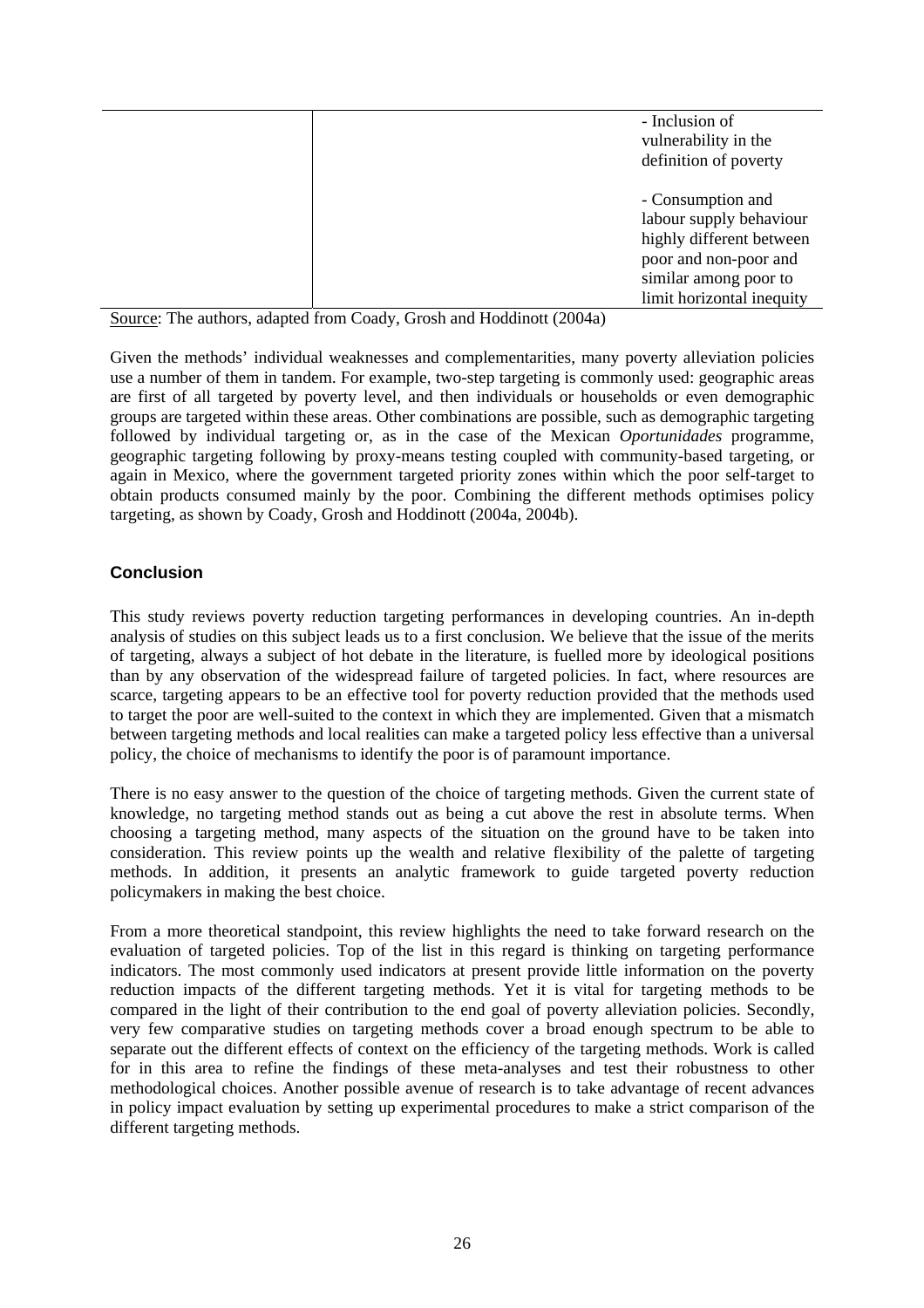| | | |
|---|---|---|
| | | - Inclusion of vulnerability in the definition of poverty<br><br>- Consumption and labour supply behaviour highly different between poor and non-poor and similar among poor to limit horizontal inequity |

Source: The authors, adapted from Coady, Grosh and Hoddinott (2004a)

Given the methods' individual weaknesses and complementarities, many poverty alleviation policies use a number of them in tandem. For example, two-step targeting is commonly used: geographic areas are first of all targeted by poverty level, and then individuals or households or even demographic groups are targeted within these areas. Other combinations are possible, such as demographic targeting followed by individual targeting or, as in the case of the Mexican *Oportunidades* programme, geographic targeting following by proxy-means testing coupled with community-based targeting, or again in Mexico, where the government targeted priority zones within which the poor self-target to obtain products consumed mainly by the poor. Combining the different methods optimises policy targeting, as shown by Coady, Grosh and Hoddinott (2004a, 2004b).

## Conclusion

This study reviews poverty reduction targeting performances in developing countries. An in-depth analysis of studies on this subject leads us to a first conclusion. We believe that the issue of the merits of targeting, always a subject of hot debate in the literature, is fuelled more by ideological positions than by any observation of the widespread failure of targeted policies. In fact, where resources are scarce, targeting appears to be an effective tool for poverty reduction provided that the methods used to target the poor are well-suited to the context in which they are implemented. Given that a mismatch between targeting methods and local realities can make a targeted policy less effective than a universal policy, the choice of mechanisms to identify the poor is of paramount importance.

There is no easy answer to the question of the choice of targeting methods. Given the current state of knowledge, no targeting method stands out as being a cut above the rest in absolute terms. When choosing a targeting method, many aspects of the situation on the ground have to be taken into consideration. This review points up the wealth and relative flexibility of the palette of targeting methods. In addition, it presents an analytic framework to guide targeted poverty reduction policymakers in making the best choice.

From a more theoretical standpoint, this review highlights the need to take forward research on the evaluation of targeted policies. Top of the list in this regard is thinking on targeting performance indicators. The most commonly used indicators at present provide little information on the poverty reduction impacts of the different targeting methods. Yet it is vital for targeting methods to be compared in the light of their contribution to the end goal of poverty alleviation policies. Secondly, very few comparative studies on targeting methods cover a broad enough spectrum to be able to separate out the different effects of context on the efficiency of the targeting methods. Work is called for in this area to refine the findings of these meta-analyses and test their robustness to other methodological choices. Another possible avenue of research is to take advantage of recent advances in policy impact evaluation by setting up experimental procedures to make a strict comparison of the different targeting methods.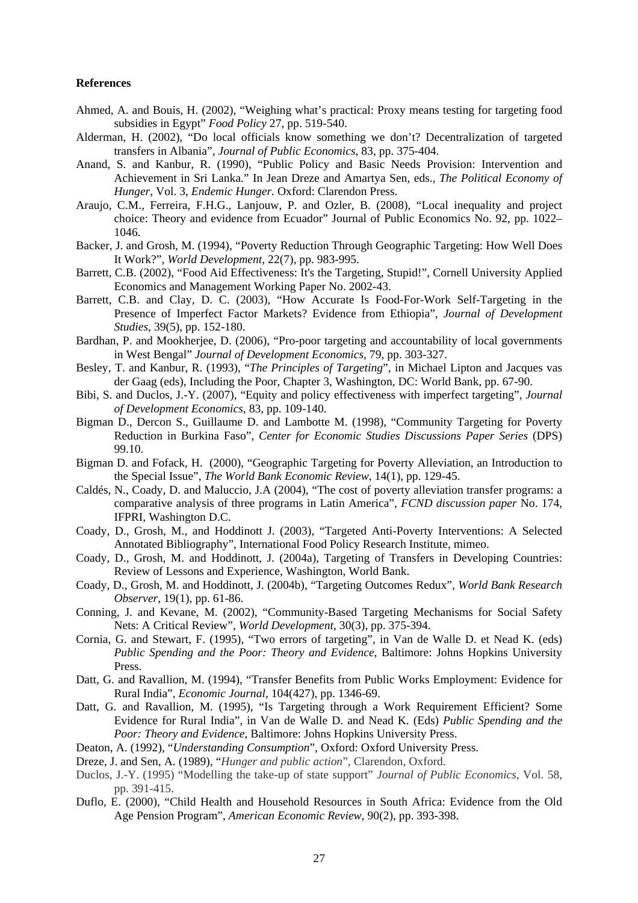**References**

Ahmed, A. and Bouis, H. (2002), "Weighing what's practical: Proxy means testing for targeting food subsidies in Egypt" *Food Policy* 27, pp. 519-540.

Alderman, H. (2002), "Do local officials know something we don't? Decentralization of targeted transfers in Albania", *Journal of Public Economics*, 83, pp. 375-404.

Anand, S. and Kanbur, R. (1990), "Public Policy and Basic Needs Provision: Intervention and Achievement in Sri Lanka." In Jean Dreze and Amartya Sen, eds., *The Political Economy of Hunger*, Vol. 3, *Endemic Hunger.* Oxford: Clarendon Press.

Araujo, C.M., Ferreira, F.H.G., Lanjouw, P. and Ozler, B. (2008), "Local inequality and project choice: Theory and evidence from Ecuador" Journal of Public Economics No. 92, pp. 1022–1046.

Backer, J. and Grosh, M. (1994), "Poverty Reduction Through Geographic Targeting: How Well Does It Work?", *World Development*, 22(7), pp. 983-995.

Barrett, C.B. (2002), "Food Aid Effectiveness: It's the Targeting, Stupid!", Cornell University Applied Economics and Management Working Paper No. 2002-43.

Barrett, C.B. and Clay, D. C. (2003), "How Accurate Is Food-For-Work Self-Targeting in the Presence of Imperfect Factor Markets? Evidence from Ethiopia", *Journal of Development Studies*, 39(5), pp. 152-180.

Bardhan, P. and Mookherjee, D. (2006), "Pro-poor targeting and accountability of local governments in West Bengal" *Journal of Development Economics*, 79, pp. 303-327.

Besley, T. and Kanbur, R. (1993), "*The Principles of Targeting*", in Michael Lipton and Jacques vas der Gaag (eds), Including the Poor, Chapter 3, Washington, DC: World Bank, pp. 67-90.

Bibi, S. and Duclos, J.-Y. (2007), "Equity and policy effectiveness with imperfect targeting", *Journal of Development Economics*, 83, pp. 109-140.

Bigman D., Dercon S., Guillaume D. and Lambotte M. (1998), "Community Targeting for Poverty Reduction in Burkina Faso", *Center for Economic Studies Discussions Paper Series* (DPS) 99.10.

Bigman D. and Fofack, H. (2000), "Geographic Targeting for Poverty Alleviation, an Introduction to the Special Issue", *The World Bank Economic Review*, 14(1), pp. 129-45.

Caldés, N., Coady, D. and Maluccio, J.A (2004), "The cost of poverty alleviation transfer programs: a comparative analysis of three programs in Latin America", *FCND discussion paper* No. 174, IFPRI, Washington D.C.

Coady, D., Grosh, M., and Hoddinott J. (2003), "Targeted Anti-Poverty Interventions: A Selected Annotated Bibliography", International Food Policy Research Institute, mimeo.

Coady, D., Grosh, M. and Hoddinott, J. (2004a), Targeting of Transfers in Developing Countries: Review of Lessons and Experience, Washington, World Bank.

Coady, D., Grosh, M. and Hoddinott, J. (2004b), "Targeting Outcomes Redux", *World Bank Research Observer*, 19(1), pp. 61-86.

Conning, J. and Kevane, M. (2002), "Community-Based Targeting Mechanisms for Social Safety Nets: A Critical Review", *World Development*, 30(3), pp. 375-394.

Cornia, G. and Stewart, F. (1995), "Two errors of targeting", in Van de Walle D. et Nead K. (eds) *Public Spending and the Poor: Theory and Evidence*, Baltimore: Johns Hopkins University Press.

Datt, G. and Ravallion, M. (1994), "Transfer Benefits from Public Works Employment: Evidence for Rural India", *Economic Journal*, 104(427), pp. 1346-69.

Datt, G. and Ravallion, M. (1995), "Is Targeting through a Work Requirement Efficient? Some Evidence for Rural India", in Van de Walle D. and Nead K. (Eds) *Public Spending and the Poor: Theory and Evidence*, Baltimore: Johns Hopkins University Press.

Deaton, A. (1992), "*Understanding Consumption*", Oxford: Oxford University Press.

Dreze, J. and Sen, A. (1989), "*Hunger and public action*", Clarendon, Oxford.

Duclos, J.-Y. (1995) "Modelling the take-up of state support" *Journal of Public Economics*, Vol. 58, pp. 391-415.

Duflo, E. (2000), "Child Health and Household Resources in South Africa: Evidence from the Old Age Pension Program", *American Economic Review*, 90(2), pp. 393-398.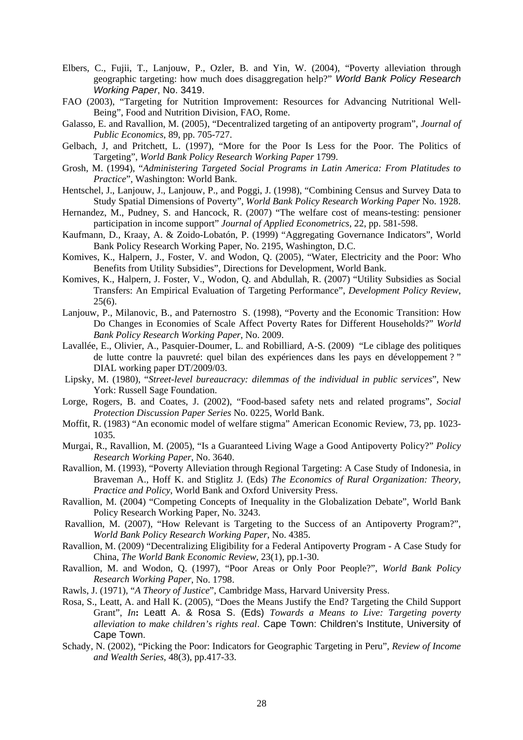Elbers, C., Fujii, T., Lanjouw, P., Ozler, B. and Yin, W. (2004), "Poverty alleviation through geographic targeting: how much does disaggregation help?" *World Bank Policy Research Working Paper*, No. 3419.

FAO (2003), "Targeting for Nutrition Improvement: Resources for Advancing Nutritional Well-Being", Food and Nutrition Division, FAO, Rome.

Galasso, E. and Ravallion, M. (2005), "Decentralized targeting of an antipoverty program", *Journal of Public Economics*, 89, pp. 705-727.

Gelbach, J, and Pritchett, L. (1997), "More for the Poor Is Less for the Poor. The Politics of Targeting", *World Bank Policy Research Working Paper* 1799.

Grosh, M. (1994), "*Administering Targeted Social Programs in Latin America: From Platitudes to Practice*", Washington: World Bank.

Hentschel, J., Lanjouw, J., Lanjouw, P., and Poggi, J. (1998), "Combining Census and Survey Data to Study Spatial Dimensions of Poverty", *World Bank Policy Research Working Paper* No. 1928.

Hernandez, M., Pudney, S. and Hancock, R. (2007) "The welfare cost of means-testing: pensioner participation in income support" *Journal of Applied Econometrics*, 22, pp. 581-598.

Kaufmann, D., Kraay, A. & Zoido-Lobatón, P. (1999) "Aggregating Governance Indicators", World Bank Policy Research Working Paper, No. 2195, Washington, D.C.

Komives, K., Halpern, J., Foster, V. and Wodon, Q. (2005), "Water, Electricity and the Poor: Who Benefits from Utility Subsidies", Directions for Development, World Bank.

Komives, K., Halpern, J. Foster, V., Wodon, Q. and Abdullah, R. (2007) "Utility Subsidies as Social Transfers: An Empirical Evaluation of Targeting Performance", *Development Policy Review*, 25(6).

Lanjouw, P., Milanovic, B., and Paternostro S. (1998), "Poverty and the Economic Transition: How Do Changes in Economies of Scale Affect Poverty Rates for Different Households?" *World Bank Policy Research Working Paper*, No. 2009.

Lavallée, E., Olivier, A., Pasquier-Doumer, L. and Robilliard, A-S. (2009) "Le ciblage des politiques de lutte contre la pauvreté: quel bilan des expériences dans les pays en développement ? " DIAL working paper DT/2009/03.

Lipsky, M. (1980), "*Street-level bureaucracy: dilemmas of the individual in public services*", New York: Russell Sage Foundation.

Lorge, Rogers, B. and Coates, J. (2002), "Food-based safety nets and related programs", *Social Protection Discussion Paper Series* No. 0225, World Bank.

Moffit, R. (1983) "An economic model of welfare stigma" American Economic Review, 73, pp. 1023-1035.

Murgai, R., Ravallion, M. (2005), "Is a Guaranteed Living Wage a Good Antipoverty Policy?" *Policy Research Working Paper*, No. 3640.

Ravallion, M. (1993), "Poverty Alleviation through Regional Targeting: A Case Study of Indonesia, in Braveman A., Hoff K. and Stiglitz J. (Eds) *The Economics of Rural Organization: Theory, Practice and Policy*, World Bank and Oxford University Press.

Ravallion, M. (2004) "Competing Concepts of Inequality in the Globalization Debate", World Bank Policy Research Working Paper, No. 3243.

Ravallion, M. (2007), "How Relevant is Targeting to the Success of an Antipoverty Program?", *World Bank Policy Research Working Paper*, No. 4385.

Ravallion, M. (2009) "Decentralizing Eligibility for a Federal Antipoverty Program - A Case Study for China, *The World Bank Economic Review*, 23(1), pp.1-30.

Ravallion, M. and Wodon, Q. (1997), "Poor Areas or Only Poor People?", *World Bank Policy Research Working Paper*, No. 1798.

Rawls, J. (1971), "*A Theory of Justice*", Cambridge Mass, Harvard University Press.

Rosa, S., Leatt, A. and Hall K. (2005), "Does the Means Justify the End? Targeting the Child Support Grant", *In***:** Leatt A. & Rosa S. (Eds) *Towards a Means to Live: Targeting poverty alleviation to make children's rights real*. Cape Town: Children's Institute, University of Cape Town.

Schady, N. (2002), "Picking the Poor: Indicators for Geographic Targeting in Peru", *Review of Income and Wealth Series*, 48(3), pp.417-33.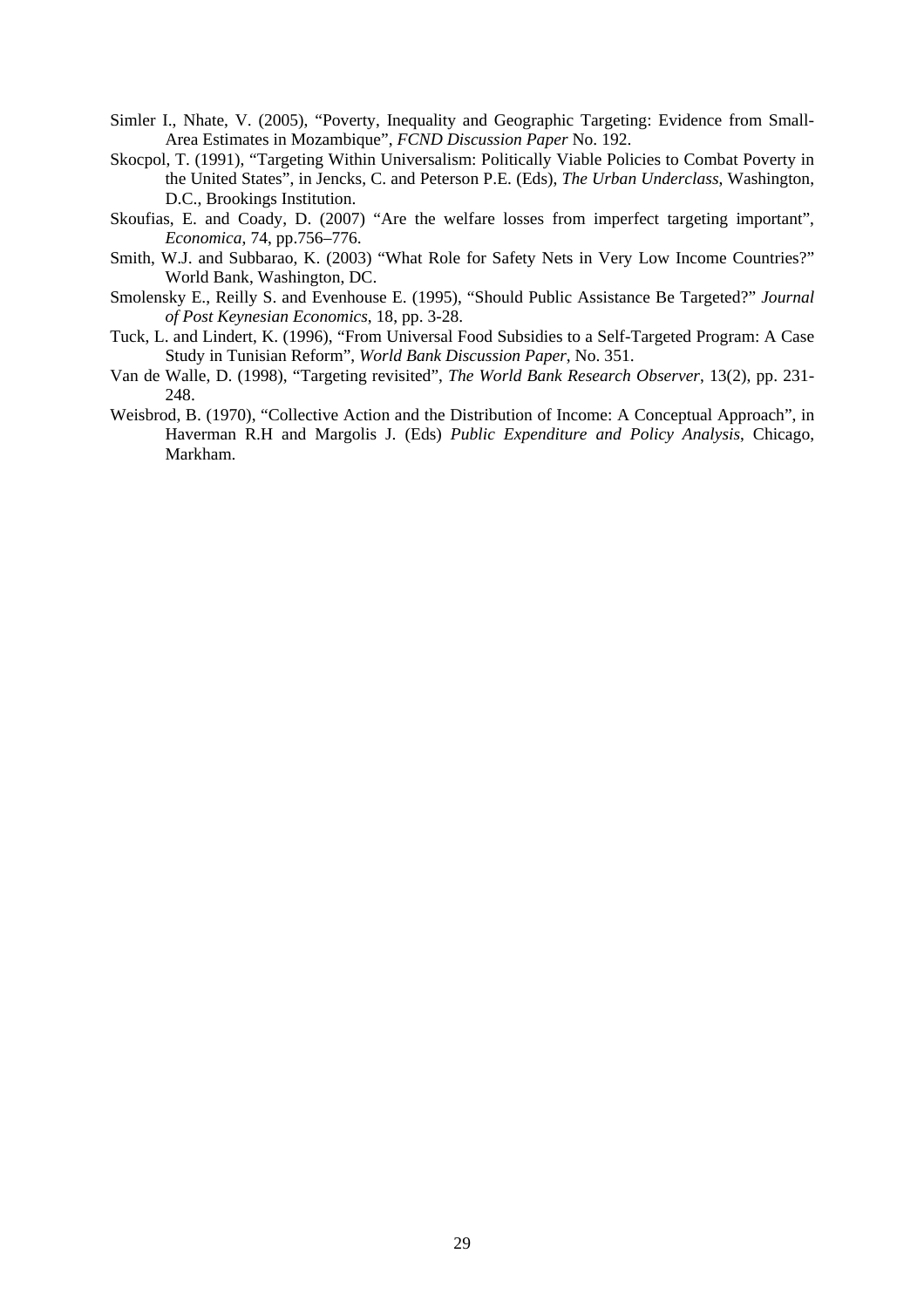Simler I., Nhate, V. (2005), “Poverty, Inequality and Geographic Targeting: Evidence from Small-Area Estimates in Mozambique”, *FCND Discussion Paper* No. 192.

Skocpol, T. (1991), “Targeting Within Universalism: Politically Viable Policies to Combat Poverty in the United States”, in Jencks, C. and Peterson P.E. (Eds), *The Urban Underclass*, Washington, D.C., Brookings Institution.

Skoufias, E. and Coady, D. (2007) “Are the welfare losses from imperfect targeting important”, *Economica*, 74, pp.756–776.

Smith, W.J. and Subbarao, K. (2003) “What Role for Safety Nets in Very Low Income Countries?” World Bank, Washington, DC.

Smolensky E., Reilly S. and Evenhouse E. (1995), “Should Public Assistance Be Targeted?” *Journal of Post Keynesian Economics*, 18, pp. 3-28.

Tuck, L. and Lindert, K. (1996), “From Universal Food Subsidies to a Self-Targeted Program: A Case Study in Tunisian Reform”, *World Bank Discussion Paper*, No. 351.

Van de Walle, D. (1998), “Targeting revisited”, *The World Bank Research Observer*, 13(2), pp. 231-248.

Weisbrod, B. (1970), “Collective Action and the Distribution of Income: A Conceptual Approach”, in Haverman R.H and Margolis J. (Eds) *Public Expenditure and Policy Analysis*, Chicago, Markham.